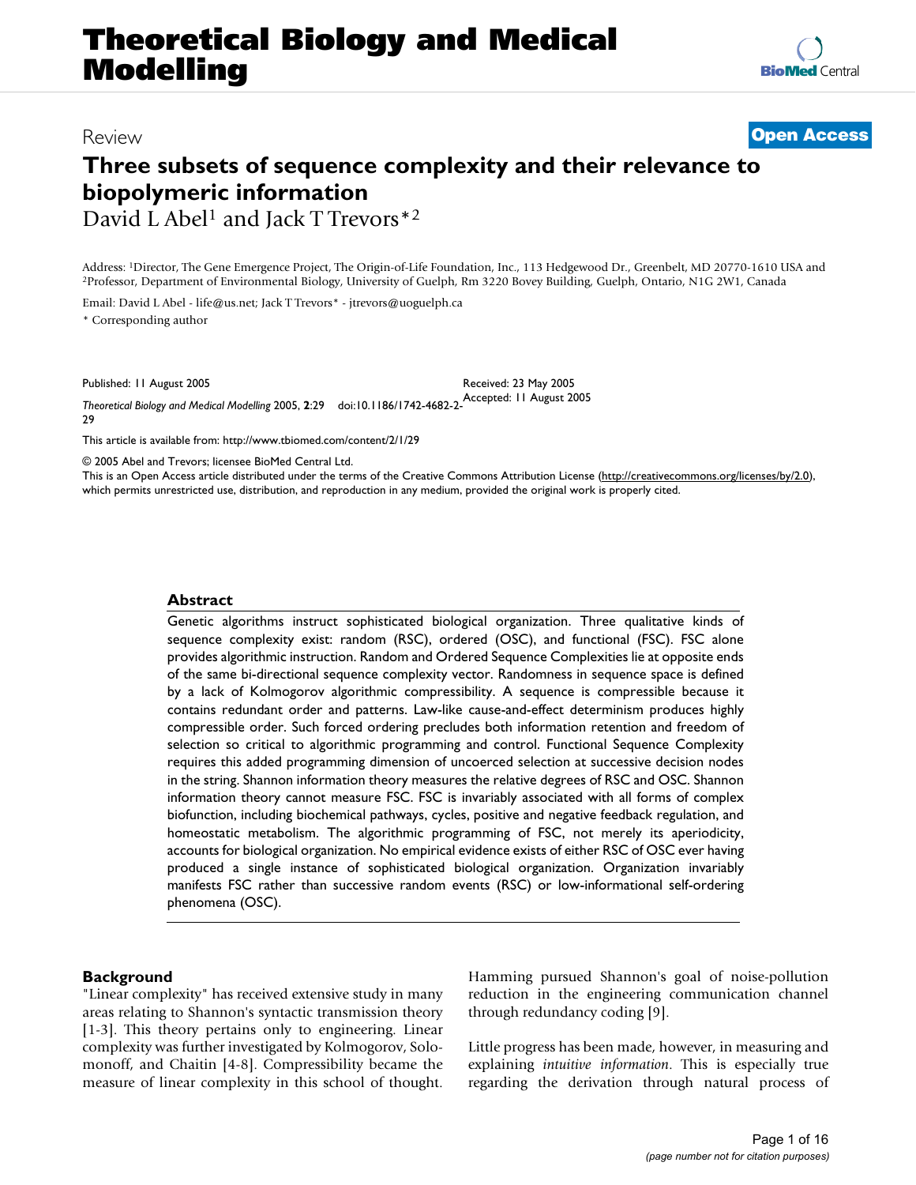Review

**Open Access**

# Three subsets of sequence complexity and their relevance to biopolymeric information

David L Abel[1] and Jack T Trevors*[2]

Address: [1]Director, The Gene Emergence Project, The Origin-of-Life Foundation, Inc., 113 Hedgewood Dr., Greenbelt, MD 20770-1610 USA and [2]Professor, Department of Environmental Biology, University of Guelph, Rm 3220 Bovey Building, Guelph, Ontario, N1G 2W1, Canada

Email: David L Abel - life@us.net; Jack T Trevors* - jtrevors@uoguelph.ca

* Corresponding author

Published: 11 August 2005

*Theoretical Biology and Medical Modelling* 2005, **2**:29 doi:10.1186/1742-4682-2-29

Received: 23 May 2005
Accepted: 11 August 2005

This article is available from: http://www.tbiomed.com/content/2/1/29

© 2005 Abel and Trevors; licensee BioMed Central Ltd.
This is an Open Access article distributed under the terms of the Creative Commons Attribution License (http://creativecommons.org/licenses/by/2.0), which permits unrestricted use, distribution, and reproduction in any medium, provided the original work is properly cited.

## Abstract

Genetic algorithms instruct sophisticated biological organization. Three qualitative kinds of sequence complexity exist: random (RSC), ordered (OSC), and functional (FSC). FSC alone provides algorithmic instruction. Random and Ordered Sequence Complexities lie at opposite ends of the same bi-directional sequence complexity vector. Randomness in sequence space is defined by a lack of Kolmogorov algorithmic compressibility. A sequence is compressible because it contains redundant order and patterns. Law-like cause-and-effect determinism produces highly compressible order. Such forced ordering precludes both information retention and freedom of selection so critical to algorithmic programming and control. Functional Sequence Complexity requires this added programming dimension of uncoerced selection at successive decision nodes in the string. Shannon information theory measures the relative degrees of RSC and OSC. Shannon information theory cannot measure FSC. FSC is invariably associated with all forms of complex biofunction, including biochemical pathways, cycles, positive and negative feedback regulation, and homeostatic metabolism. The algorithmic programming of FSC, not merely its aperiodicity, accounts for biological organization. No empirical evidence exists of either RSC of OSC ever having produced a single instance of sophisticated biological organization. Organization invariably manifests FSC rather than successive random events (RSC) or low-informational self-ordering phenomena (OSC).

## Background

"Linear complexity" has received extensive study in many areas relating to Shannon's syntactic transmission theory [1-3]. This theory pertains only to engineering. Linear complexity was further investigated by Kolmogorov, Solomonoff, and Chaitin [4-8]. Compressibility became the measure of linear complexity in this school of thought. Hamming pursued Shannon's goal of noise-pollution reduction in the engineering communication channel through redundancy coding [9].

Little progress has been made, however, in measuring and explaining *intuitive information*. This is especially true regarding the derivation through natural process of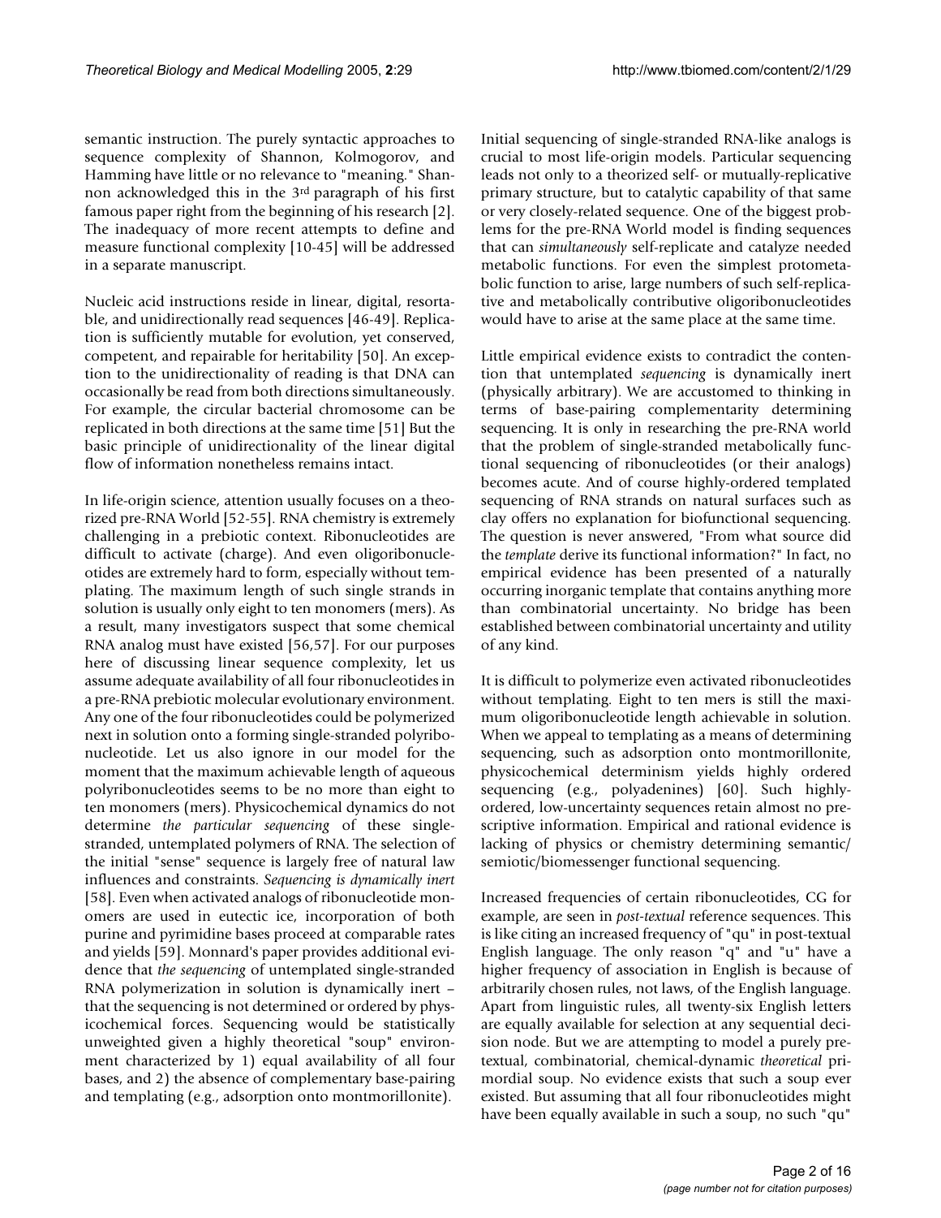semantic instruction. The purely syntactic approaches to sequence complexity of Shannon, Kolmogorov, and Hamming have little or no relevance to "meaning." Shannon acknowledged this in the 3rd paragraph of his first famous paper right from the beginning of his research [2]. The inadequacy of more recent attempts to define and measure functional complexity [10-45] will be addressed in a separate manuscript.

Nucleic acid instructions reside in linear, digital, resortable, and unidirectionally read sequences [46-49]. Replication is sufficiently mutable for evolution, yet conserved, competent, and repairable for heritability [50]. An exception to the unidirectionality of reading is that DNA can occasionally be read from both directions simultaneously. For example, the circular bacterial chromosome can be replicated in both directions at the same time [51] But the basic principle of unidirectionality of the linear digital flow of information nonetheless remains intact.

In life-origin science, attention usually focuses on a theorized pre-RNA World [52-55]. RNA chemistry is extremely challenging in a prebiotic context. Ribonucleotides are difficult to activate (charge). And even oligoribonucleotides are extremely hard to form, especially without templating. The maximum length of such single strands in solution is usually only eight to ten monomers (mers). As a result, many investigators suspect that some chemical RNA analog must have existed [56,57]. For our purposes here of discussing linear sequence complexity, let us assume adequate availability of all four ribonucleotides in a pre-RNA prebiotic molecular evolutionary environment. Any one of the four ribonucleotides could be polymerized next in solution onto a forming single-stranded polyribonucleotide. Let us also ignore in our model for the moment that the maximum achievable length of aqueous polyribonucleotides seems to be no more than eight to ten monomers (mers). Physicochemical dynamics do not determine *the particular sequencing* of these single-stranded, untemplated polymers of RNA. The selection of the initial "sense" sequence is largely free of natural law influences and constraints. *Sequencing is dynamically inert* [58]. Even when activated analogs of ribonucleotide monomers are used in eutectic ice, incorporation of both purine and pyrimidine bases proceed at comparable rates and yields [59]. Monnard's paper provides additional evidence that *the sequencing* of untemplated single-stranded RNA polymerization in solution is dynamically inert – that the sequencing is not determined or ordered by physicochemical forces. Sequencing would be statistically unweighted given a highly theoretical "soup" environment characterized by 1) equal availability of all four bases, and 2) the absence of complementary base-pairing and templating (e.g., adsorption onto montmorillonite).

Initial sequencing of single-stranded RNA-like analogs is crucial to most life-origin models. Particular sequencing leads not only to a theorized self- or mutually-replicative primary structure, but to catalytic capability of that same or very closely-related sequence. One of the biggest problems for the pre-RNA World model is finding sequences that can *simultaneously* self-replicate and catalyze needed metabolic functions. For even the simplest protometabolic function to arise, large numbers of such self-replicative and metabolically contributive oligoribonucleotides would have to arise at the same place at the same time.

Little empirical evidence exists to contradict the contention that untemplated *sequencing* is dynamically inert (physically arbitrary). We are accustomed to thinking in terms of base-pairing complementarity determining sequencing. It is only in researching the pre-RNA world that the problem of single-stranded metabolically functional sequencing of ribonucleotides (or their analogs) becomes acute. And of course highly-ordered templated sequencing of RNA strands on natural surfaces such as clay offers no explanation for biofunctional sequencing. The question is never answered, "From what source did the *template* derive its functional information?" In fact, no empirical evidence has been presented of a naturally occurring inorganic template that contains anything more than combinatorial uncertainty. No bridge has been established between combinatorial uncertainty and utility of any kind.

It is difficult to polymerize even activated ribonucleotides without templating. Eight to ten mers is still the maximum oligoribonucleotide length achievable in solution. When we appeal to templating as a means of determining sequencing, such as adsorption onto montmorillonite, physicochemical determinism yields highly ordered sequencing (e.g., polyadenines) [60]. Such highly-ordered, low-uncertainty sequences retain almost no prescriptive information. Empirical and rational evidence is lacking of physics or chemistry determining semantic/semiotic/biomessenger functional sequencing.

Increased frequencies of certain ribonucleotides, CG for example, are seen in *post-textual* reference sequences. This is like citing an increased frequency of "qu" in post-textual English language. The only reason "q" and "u" have a higher frequency of association in English is because of arbitrarily chosen rules, not laws, of the English language. Apart from linguistic rules, all twenty-six English letters are equally available for selection at any sequential decision node. But we are attempting to model a purely pre-textual, combinatorial, chemical-dynamic *theoretical* primordial soup. No evidence exists that such a soup ever existed. But assuming that all four ribonucleotides might have been equally available in such a soup, no such "qu"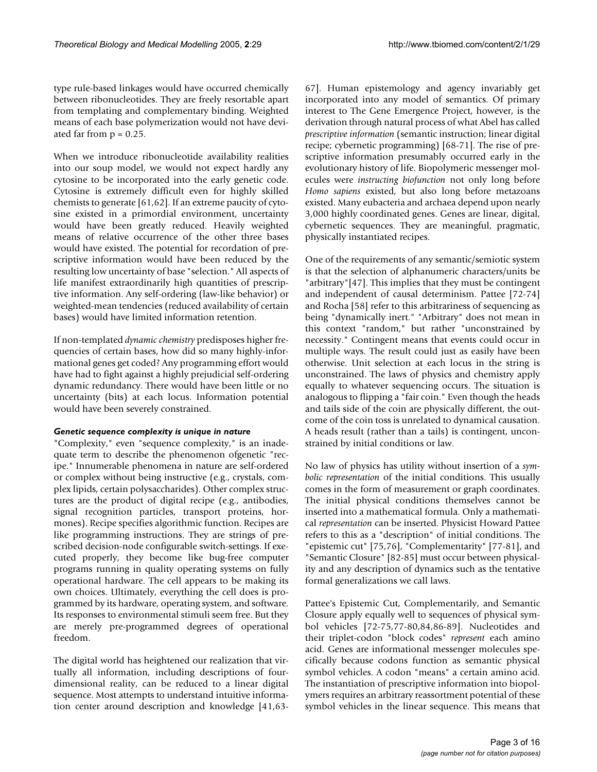type rule-based linkages would have occurred chemically between ribonucleotides. They are freely resortable apart from templating and complementary binding. Weighted means of each base polymerization would not have deviated far from $p = 0.25$.

When we introduce ribonucleotide availability realities into our soup model, we would not expect hardly any cytosine to be incorporated into the early genetic code. Cytosine is extremely difficult even for highly skilled chemists to generate [61,62]. If an extreme paucity of cytosine existed in a primordial environment, uncertainty would have been greatly reduced. Heavily weighted means of relative occurrence of the other three bases would have existed. The potential for recordation of prescriptive information would have been reduced by the resulting low uncertainty of base "selection." All aspects of life manifest extraordinarily high quantities of prescriptive information. Any self-ordering (law-like behavior) or weighted-mean tendencies (reduced availability of certain bases) would have limited information retention.

If non-templated *dynamic chemistry* predisposes higher frequencies of certain bases, how did so many highly-informational genes get coded? Any programming effort would have had to fight against a highly prejudicial self-ordering dynamic redundancy. There would have been little or no uncertainty (bits) at each locus. Information potential would have been severely constrained.

### Genetic sequence complexity is unique in nature

"Complexity," even "sequence complexity," is an inadequate term to describe the phenomenon ofgenetic "recipe." Innumerable phenomena in nature are self-ordered or complex without being instructive (e.g., crystals, complex lipids, certain polysaccharides). Other complex structures are the product of digital recipe (e.g., antibodies, signal recognition particles, transport proteins, hormones). Recipe specifies algorithmic function. Recipes are like programming instructions. They are strings of prescribed decision-node configurable switch-settings. If executed properly, they become like bug-free computer programs running in quality operating systems on fully operational hardware. The cell appears to be making its own choices. Ultimately, everything the cell does is programmed by its hardware, operating system, and software. Its responses to environmental stimuli seem free. But they are merely pre-programmed degrees of operational freedom.

The digital world has heightened our realization that virtually all information, including descriptions of four-dimensional reality, can be reduced to a linear digital sequence. Most attempts to understand intuitive information center around description and knowledge [41,63-67]. Human epistemology and agency invariably get incorporated into any model of semantics. Of primary interest to The Gene Emergence Project, however, is the derivation through natural process of what Abel has called *prescriptive information* (semantic instruction; linear digital recipe; cybernetic programming) [68-71]. The rise of prescriptive information presumably occurred early in the evolutionary history of life. Biopolymeric messenger molecules were *instructing biofunction* not only long before *Homo sapiens* existed, but also long before metazoans existed. Many eubacteria and archaea depend upon nearly 3,000 highly coordinated genes. Genes are linear, digital, cybernetic sequences. They are meaningful, pragmatic, physically instantiated recipes.

One of the requirements of any semantic/semiotic system is that the selection of alphanumeric characters/units be "arbitrary"[47]. This implies that they must be contingent and independent of causal determinism. Pattee [72-74] and Rocha [58] refer to this arbitrariness of sequencing as being "dynamically inert." "Arbitrary" does not mean in this context "random," but rather "unconstrained by necessity." Contingent means that events could occur in multiple ways. The result could just as easily have been otherwise. Unit selection at each locus in the string is unconstrained. The laws of physics and chemistry apply equally to whatever sequencing occurs. The situation is analogous to flipping a "fair coin." Even though the heads and tails side of the coin are physically different, the outcome of the coin toss is unrelated to dynamical causation. A heads result (rather than a tails) is contingent, unconstrained by initial conditions or law.

No law of physics has utility without insertion of a *symbolic representation* of the initial conditions. This usually comes in the form of measurement or graph coordinates. The initial physical conditions themselves cannot be inserted into a mathematical formula. Only a mathematical *representation* can be inserted. Physicist Howard Pattee refers to this as a "description" of initial conditions. The "epistemic cut" [75,76], "Complementarity" [77-81], and "Semantic Closure" [82-85] must occur between physicality and any description of dynamics such as the tentative formal generalizations we call laws.

Pattee's Epistemic Cut, Complementarily, and Semantic Closure apply equally well to sequences of physical symbol vehicles [72-75,77-80,84,86-89]. Nucleotides and their triplet-codon "block codes" *represent* each amino acid. Genes are informational messenger molecules specifically because codons function as semantic physical symbol vehicles. A codon "means" a certain amino acid. The instantiation of prescriptive information into biopolymers requires an arbitrary reassortment potential of these symbol vehicles in the linear sequence. This means that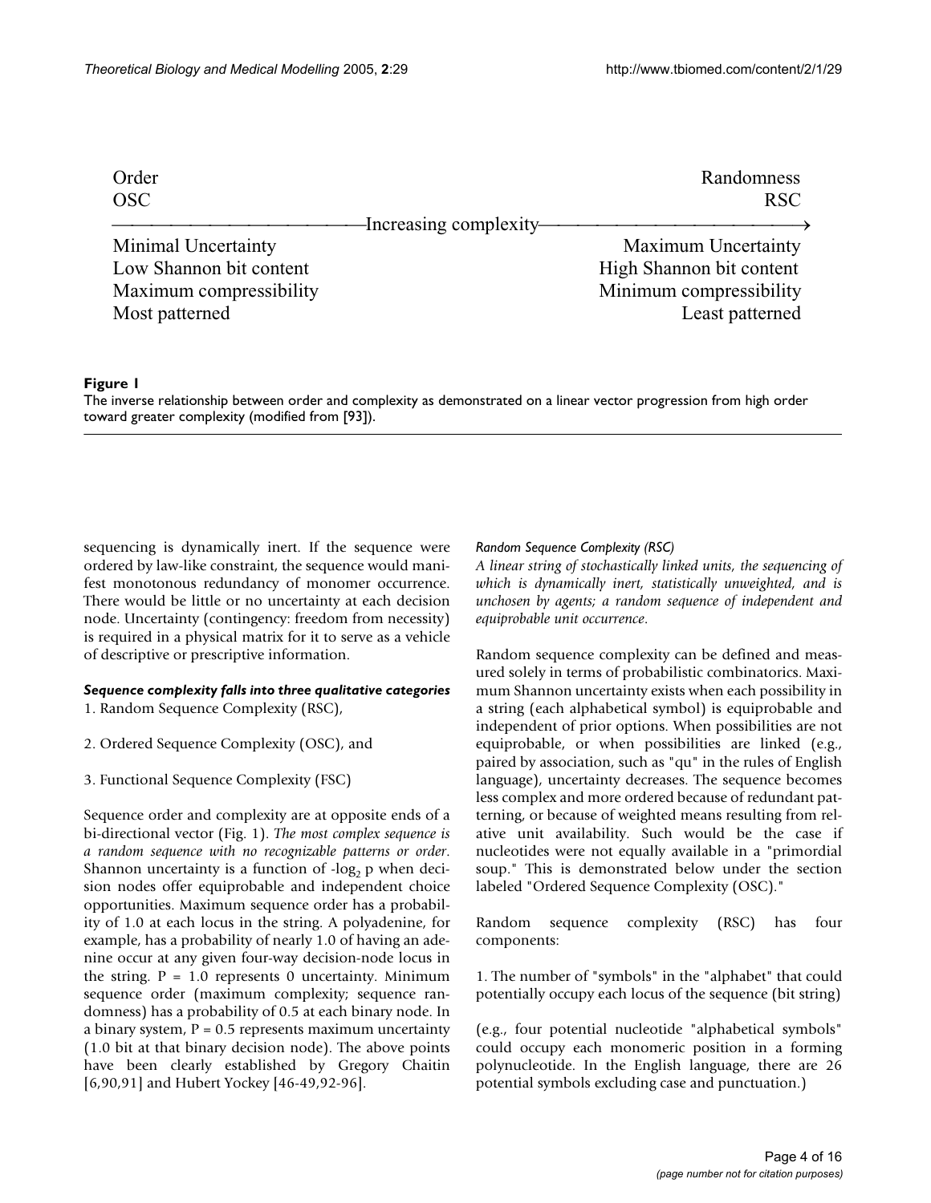| Order | | Randomness |
| --- | --- | --- |
| OSC | | RSC |
| | Increasing complexity → | |
| Minimal Uncertainty | | Maximum Uncertainty |
| Low Shannon bit content | | High Shannon bit content |
| Maximum compressibility | | Minimum compressibility |
| Most patterned | | Least patterned |

**Figure 1**

The inverse relationship between order and complexity as demonstrated on a linear vector progression from high order toward greater complexity (modified from [93]).

sequencing is dynamically inert. If the sequence were ordered by law-like constraint, the sequence would manifest monotonous redundancy of monomer occurrence. There would be little or no uncertainty at each decision node. Uncertainty (contingency: freedom from necessity) is required in a physical matrix for it to serve as a vehicle of descriptive or prescriptive information.

#### *Sequence complexity falls into three qualitative categories*

1. Random Sequence Complexity (RSC),

2. Ordered Sequence Complexity (OSC), and

3. Functional Sequence Complexity (FSC)

Sequence order and complexity are at opposite ends of a bi-directional vector (Fig. 1). *The most complex sequence is a random sequence with no recognizable patterns or order*. Shannon uncertainty is a function of $-\log_2 p$ when decision nodes offer equiprobable and independent choice opportunities. Maximum sequence order has a probability of 1.0 at each locus in the string. A polyadenine, for example, has a probability of nearly 1.0 of having an adenine occur at any given four-way decision-node locus in the string. $P = 1.0$ represents 0 uncertainty. Minimum sequence order (maximum complexity; sequence randomness) has a probability of 0.5 at each binary node. In a binary system, $P = 0.5$ represents maximum uncertainty (1.0 bit at that binary decision node). The above points have been clearly established by Gregory Chaitin [6,90,91] and Hubert Yockey [46-49,92-96].

##### *Random Sequence Complexity (RSC)*

*A linear string of stochastically linked units, the sequencing of which is dynamically inert, statistically unweighted, and is unchosen by agents; a random sequence of independent and equiprobable unit occurrence*.

Random sequence complexity can be defined and measured solely in terms of probabilistic combinatorics. Maximum Shannon uncertainty exists when each possibility in a string (each alphabetical symbol) is equiprobable and independent of prior options. When possibilities are not equiprobable, or when possibilities are linked (e.g., paired by association, such as "qu" in the rules of English language), uncertainty decreases. The sequence becomes less complex and more ordered because of redundant patterning, or because of weighted means resulting from relative unit availability. Such would be the case if nucleotides were not equally available in a "primordial soup." This is demonstrated below under the section labeled "Ordered Sequence Complexity (OSC)."

Random sequence complexity (RSC) has four components:

1. The number of "symbols" in the "alphabet" that could potentially occupy each locus of the sequence (bit string)

(e.g., four potential nucleotide "alphabetical symbols" could occupy each monomeric position in a forming polynucleotide. In the English language, there are 26 potential symbols excluding case and punctuation.)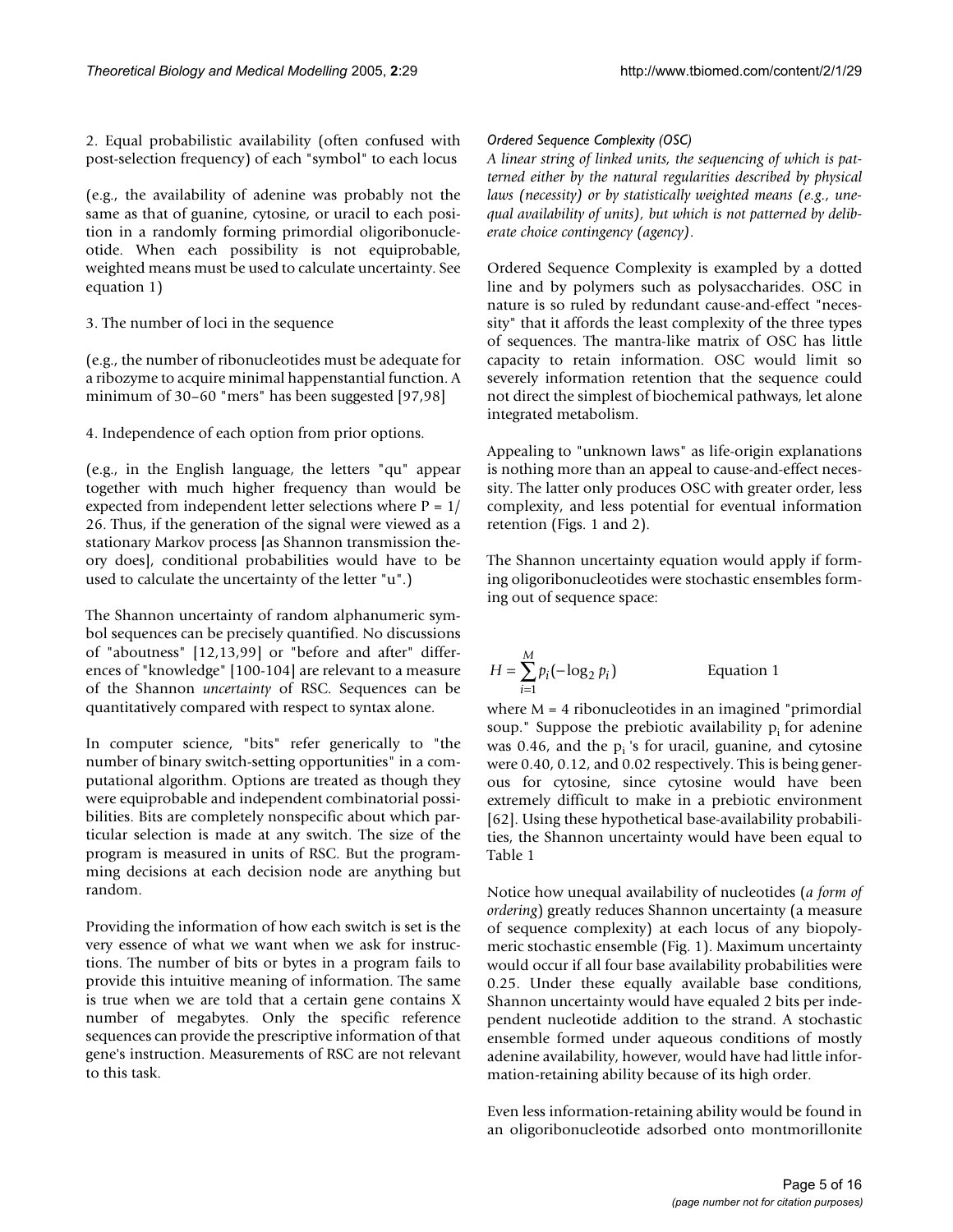2. Equal probabilistic availability (often confused with post-selection frequency) of each "symbol" to each locus

(e.g., the availability of adenine was probably not the same as that of guanine, cytosine, or uracil to each position in a randomly forming primordial oligoribonucleotide. When each possibility is not equiprobable, weighted means must be used to calculate uncertainty. See equation 1)

3. The number of loci in the sequence

(e.g., the number of ribonucleotides must be adequate for a ribozyme to acquire minimal happenstantial function. A minimum of 30–60 "mers" has been suggested [97,98]

4. Independence of each option from prior options.

(e.g., in the English language, the letters "qu" appear together with much higher frequency than would be expected from independent letter selections where P = 1/26. Thus, if the generation of the signal were viewed as a stationary Markov process [as Shannon transmission theory does], conditional probabilities would have to be used to calculate the uncertainty of the letter "u".)

The Shannon uncertainty of random alphanumeric symbol sequences can be precisely quantified. No discussions of "aboutness" [12,13,99] or "before and after" differences of "knowledge" [100-104] are relevant to a measure of the Shannon *uncertainty* of RSC. Sequences can be quantitatively compared with respect to syntax alone.

In computer science, "bits" refer generically to "the number of binary switch-setting opportunities" in a computational algorithm. Options are treated as though they were equiprobable and independent combinatorial possibilities. Bits are completely nonspecific about which particular selection is made at any switch. The size of the program is measured in units of RSC. But the programming decisions at each decision node are anything but random.

Providing the information of how each switch is set is the very essence of what we want when we ask for instructions. The number of bits or bytes in a program fails to provide this intuitive meaning of information. The same is true when we are told that a certain gene contains X number of megabytes. Only the specific reference sequences can provide the prescriptive information of that gene's instruction. Measurements of RSC are not relevant to this task.

*Ordered Sequence Complexity (OSC)*

*A linear string of linked units, the sequencing of which is patterned either by the natural regularities described by physical laws (necessity) or by statistically weighted means (e.g., unequal availability of units), but which is not patterned by deliberate choice contingency (agency).*

Ordered Sequence Complexity is exampled by a dotted line and by polymers such as polysaccharides. OSC in nature is so ruled by redundant cause-and-effect "necessity" that it affords the least complexity of the three types of sequences. The mantra-like matrix of OSC has little capacity to retain information. OSC would limit so severely information retention that the sequence could not direct the simplest of biochemical pathways, let alone integrated metabolism.

Appealing to "unknown laws" as life-origin explanations is nothing more than an appeal to cause-and-effect necessity. The latter only produces OSC with greater order, less complexity, and less potential for eventual information retention (Figs. 1 and 2).

The Shannon uncertainty equation would apply if forming oligoribonucleotides were stochastic ensembles forming out of sequence space:

$$H = \sum_{i=1}^{M} p_i(-\log_2 p_i) \qquad \text{Equation 1}$$

where M = 4 ribonucleotides in an imagined "primordial soup." Suppose the prebiotic availability $p_i$ for adenine was 0.46, and the $p_i$'s for uracil, guanine, and cytosine were 0.40, 0.12, and 0.02 respectively. This is being generous for cytosine, since cytosine would have been extremely difficult to make in a prebiotic environment [62]. Using these hypothetical base-availability probabilities, the Shannon uncertainty would have been equal to Table 1

Notice how unequal availability of nucleotides (*a form of ordering*) greatly reduces Shannon uncertainty (a measure of sequence complexity) at each locus of any biopolymeric stochastic ensemble (Fig. 1). Maximum uncertainty would occur if all four base availability probabilities were 0.25. Under these equally available base conditions, Shannon uncertainty would have equaled 2 bits per independent nucleotide addition to the strand. A stochastic ensemble formed under aqueous conditions of mostly adenine availability, however, would have had little information-retaining ability because of its high order.

Even less information-retaining ability would be found in an oligoribonucleotide adsorbed onto montmorillonite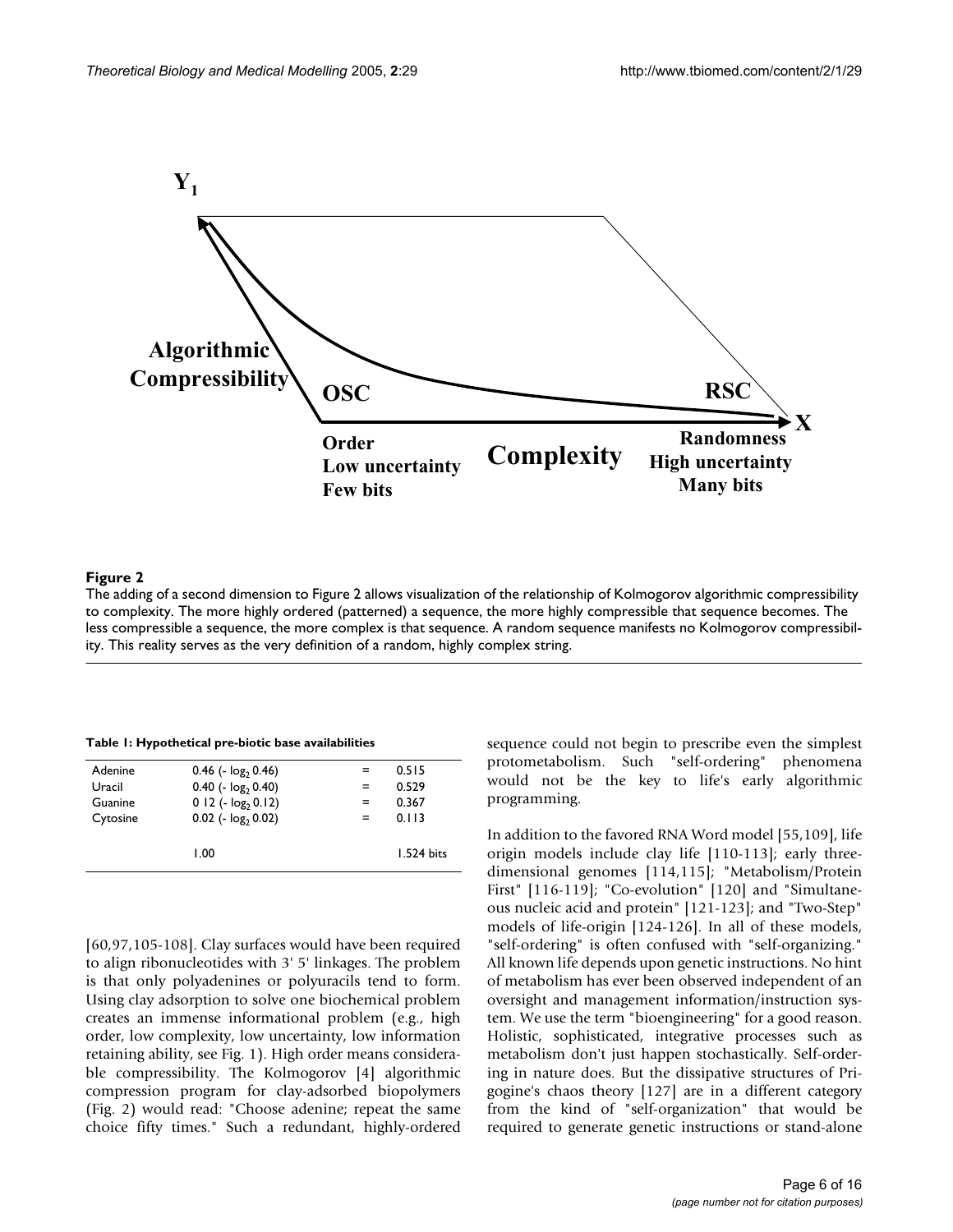**Figure 2**

The adding of a second dimension to Figure 2 allows visualization of the relationship of Kolmogorov algorithmic compressibility to complexity. The more highly ordered (patterned) a sequence, the more highly compressible that sequence becomes. The less compressible a sequence, the more complex is that sequence. A random sequence manifests no Kolmogorov compressibility. This reality serves as the very definition of a random, highly complex string.

**Table 1: Hypothetical pre-biotic base availabilities**

| | | | |
|---|---|---|---|
| Adenine | 0.46 ($-\log_2$ 0.46) | = | 0.515 |
| Uracil | 0.40 ($-\log_2$ 0.40) | = | 0.529 |
| Guanine | 0 12 ($-\log_2$ 0.12) | = | 0.367 |
| Cytosine | 0.02 ($-\log_2$ 0.02) | = | 0.113 |
| | 1.00 | | 1.524 bits |

[60,97,105-108]. Clay surfaces would have been required to align ribonucleotides with 3' 5' linkages. The problem is that only polyadenines or polyuracils tend to form. Using clay adsorption to solve one biochemical problem creates an immense informational problem (e.g., high order, low complexity, low uncertainty, low information retaining ability, see Fig. 1). High order means considerable compressibility. The Kolmogorov [4] algorithmic compression program for clay-adsorbed biopolymers (Fig. 2) would read: "Choose adenine; repeat the same choice fifty times." Such a redundant, highly-ordered sequence could not begin to prescribe even the simplest protometabolism. Such "self-ordering" phenomena would not be the key to life's early algorithmic programming.

In addition to the favored RNA Word model [55,109], life origin models include clay life [110-113]; early three-dimensional genomes [114,115]; "Metabolism/Protein First" [116-119]; "Co-evolution" [120] and "Simultaneous nucleic acid and protein" [121-123]; and "Two-Step" models of life-origin [124-126]. In all of these models, "self-ordering" is often confused with "self-organizing." All known life depends upon genetic instructions. No hint of metabolism has ever been observed independent of an oversight and management information/instruction system. We use the term "bioengineering" for a good reason. Holistic, sophisticated, integrative processes such as metabolism don't just happen stochastically. Self-ordering in nature does. But the dissipative structures of Prigogine's chaos theory [127] are in a different category from the kind of "self-organization" that would be required to generate genetic instructions or stand-alone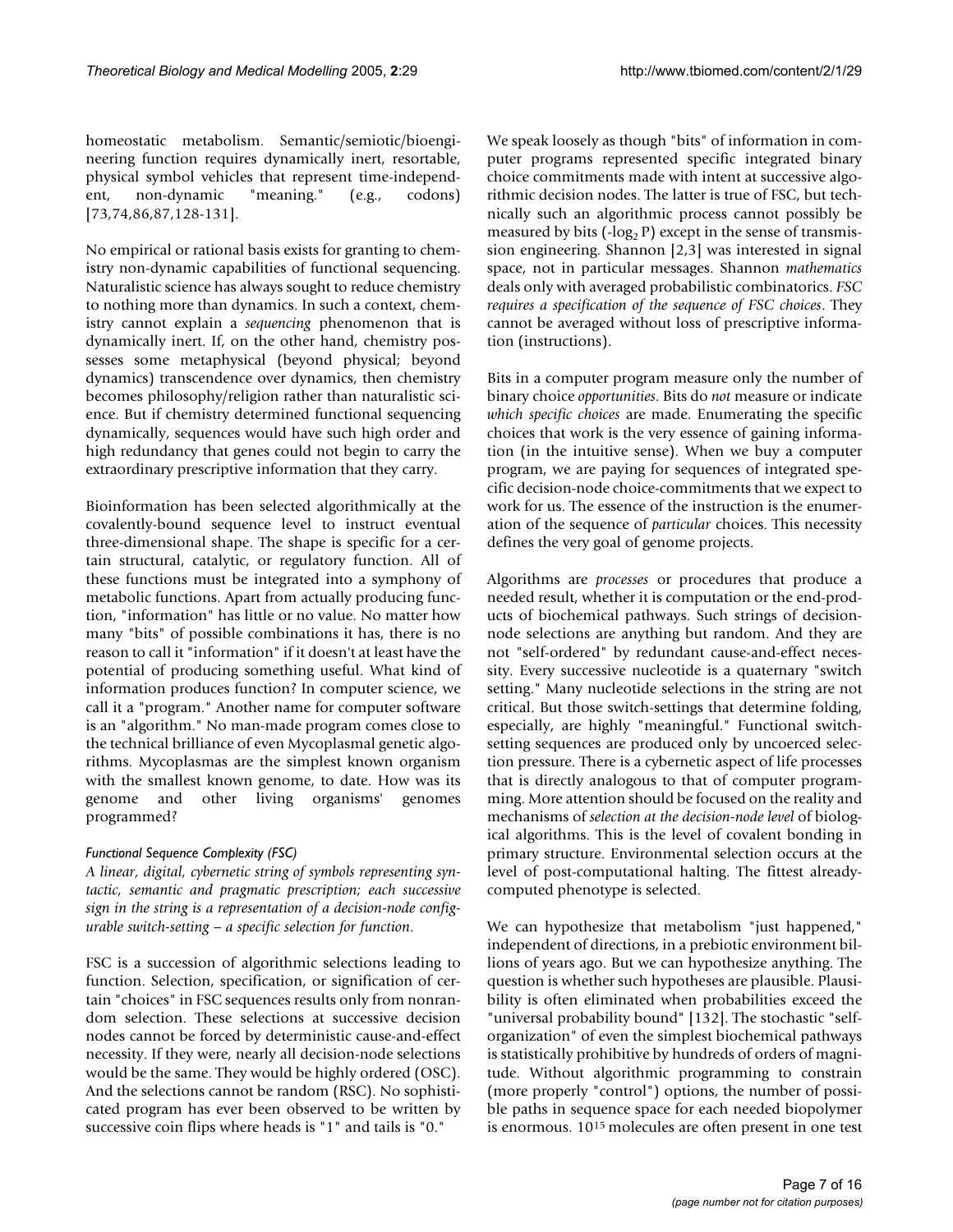homeostatic metabolism. Semantic/semiotic/bioengineering function requires dynamically inert, resortable, physical symbol vehicles that represent time-independent, non-dynamic "meaning." (e.g., codons) [73,74,86,87,128-131].

No empirical or rational basis exists for granting to chemistry non-dynamic capabilities of functional sequencing. Naturalistic science has always sought to reduce chemistry to nothing more than dynamics. In such a context, chemistry cannot explain a *sequencing* phenomenon that is dynamically inert. If, on the other hand, chemistry possesses some metaphysical (beyond physical; beyond dynamics) transcendence over dynamics, then chemistry becomes philosophy/religion rather than naturalistic science. But if chemistry determined functional sequencing dynamically, sequences would have such high order and high redundancy that genes could not begin to carry the extraordinary prescriptive information that they carry.

Bioinformation has been selected algorithmically at the covalently-bound sequence level to instruct eventual three-dimensional shape. The shape is specific for a certain structural, catalytic, or regulatory function. All of these functions must be integrated into a symphony of metabolic functions. Apart from actually producing function, "information" has little or no value. No matter how many "bits" of possible combinations it has, there is no reason to call it "information" if it doesn't at least have the potential of producing something useful. What kind of information produces function? In computer science, we call it a "program." Another name for computer software is an "algorithm." No man-made program comes close to the technical brilliance of even Mycoplasmal genetic algorithms. Mycoplasmas are the simplest known organism with the smallest known genome, to date. How was its genome and other living organisms' genomes programmed?

### *Functional Sequence Complexity (FSC)*

*A linear, digital, cybernetic string of symbols representing syntactic, semantic and pragmatic prescription; each successive sign in the string is a representation of a decision-node configurable switch-setting – a specific selection for function.*

FSC is a succession of algorithmic selections leading to function. Selection, specification, or signification of certain "choices" in FSC sequences results only from nonrandom selection. These selections at successive decision nodes cannot be forced by deterministic cause-and-effect necessity. If they were, nearly all decision-node selections would be the same. They would be highly ordered (OSC). And the selections cannot be random (RSC). No sophisticated program has ever been observed to be written by successive coin flips where heads is "1" and tails is "0."

We speak loosely as though "bits" of information in computer programs represented specific integrated binary choice commitments made with intent at successive algorithmic decision nodes. The latter is true of FSC, but technically such an algorithmic process cannot possibly be measured by bits ($-\log_2 P$) except in the sense of transmission engineering. Shannon [2,3] was interested in signal space, not in particular messages. Shannon *mathematics* deals only with averaged probabilistic combinatorics. *FSC requires a specification of the sequence of FSC choices*. They cannot be averaged without loss of prescriptive information (instructions).

Bits in a computer program measure only the number of binary choice *opportunities*. Bits do *not* measure or indicate *which specific choices* are made. Enumerating the specific choices that work is the very essence of gaining information (in the intuitive sense). When we buy a computer program, we are paying for sequences of integrated specific decision-node choice-commitments that we expect to work for us. The essence of the instruction is the enumeration of the sequence of *particular* choices. This necessity defines the very goal of genome projects.

Algorithms are *processes* or procedures that produce a needed result, whether it is computation or the end-products of biochemical pathways. Such strings of decision-node selections are anything but random. And they are not "self-ordered" by redundant cause-and-effect necessity. Every successive nucleotide is a quaternary "switch setting." Many nucleotide selections in the string are not critical. But those switch-settings that determine folding, especially, are highly "meaningful." Functional switch-setting sequences are produced only by uncoerced selection pressure. There is a cybernetic aspect of life processes that is directly analogous to that of computer programming. More attention should be focused on the reality and mechanisms of *selection at the decision-node level* of biological algorithms. This is the level of covalent bonding in primary structure. Environmental selection occurs at the level of post-computational halting. The fittest already-computed phenotype is selected.

We can hypothesize that metabolism "just happened," independent of directions, in a prebiotic environment billions of years ago. But we can hypothesize anything. The question is whether such hypotheses are plausible. Plausibility is often eliminated when probabilities exceed the "universal probability bound" [132]. The stochastic "self-organization" of even the simplest biochemical pathways is statistically prohibitive by hundreds of orders of magnitude. Without algorithmic programming to constrain (more properly "control") options, the number of possible paths in sequence space for each needed biopolymer is enormous. $10^{15}$ molecules are often present in one test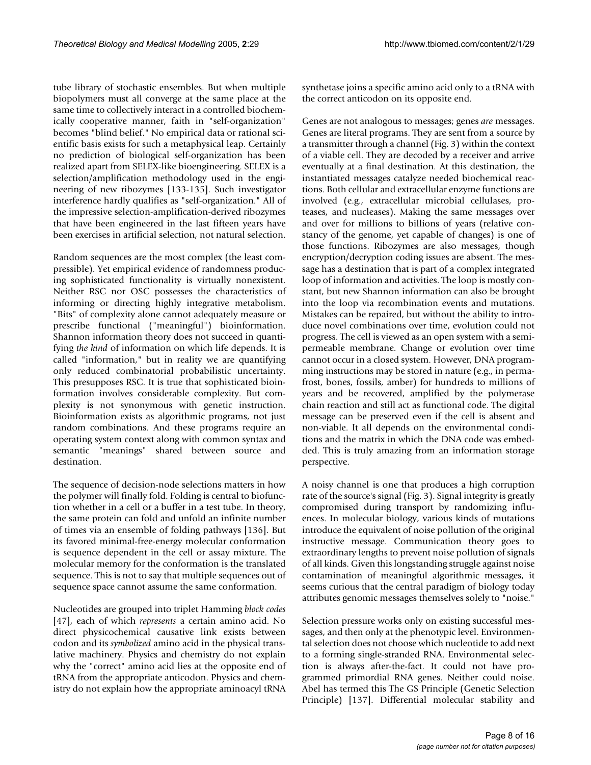tube library of stochastic ensembles. But when multiple biopolymers must all converge at the same place at the same time to collectively interact in a controlled biochemically cooperative manner, faith in "self-organization" becomes "blind belief." No empirical data or rational scientific basis exists for such a metaphysical leap. Certainly no prediction of biological self-organization has been realized apart from SELEX-like bioengineering. SELEX is a selection/amplification methodology used in the engineering of new ribozymes [133-135]. Such investigator interference hardly qualifies as "self-organization." All of the impressive selection-amplification-derived ribozymes that have been engineered in the last fifteen years have been exercises in artificial selection, not natural selection.

Random sequences are the most complex (the least compressible). Yet empirical evidence of randomness producing sophisticated functionality is virtually nonexistent. Neither RSC nor OSC possesses the characteristics of informing or directing highly integrative metabolism. "Bits" of complexity alone cannot adequately measure or prescribe functional ("meaningful") bioinformation. Shannon information theory does not succeed in quantifying *the kind* of information on which life depends. It is called "information," but in reality we are quantifying only reduced combinatorial probabilistic uncertainty. This presupposes RSC. It is true that sophisticated bioinformation involves considerable complexity. But complexity is not synonymous with genetic instruction. Bioinformation exists as algorithmic programs, not just random combinations. And these programs require an operating system context along with common syntax and semantic "meanings" shared between source and destination.

The sequence of decision-node selections matters in how the polymer will finally fold. Folding is central to biofunction whether in a cell or a buffer in a test tube. In theory, the same protein can fold and unfold an infinite number of times via an ensemble of folding pathways [136]. But its favored minimal-free-energy molecular conformation is sequence dependent in the cell or assay mixture. The molecular memory for the conformation is the translated sequence. This is not to say that multiple sequences out of sequence space cannot assume the same conformation.

Nucleotides are grouped into triplet Hamming *block codes* [47], each of which *represents* a certain amino acid. No direct physicochemical causative link exists between codon and its *symbolized* amino acid in the physical translative machinery. Physics and chemistry do not explain why the "correct" amino acid lies at the opposite end of tRNA from the appropriate anticodon. Physics and chemistry do not explain how the appropriate aminoacyl tRNA synthetase joins a specific amino acid only to a tRNA with the correct anticodon on its opposite end.

Genes are not analogous to messages; genes *are* messages. Genes are literal programs. They are sent from a source by a transmitter through a channel (Fig. 3) within the context of a viable cell. They are decoded by a receiver and arrive eventually at a final destination. At this destination, the instantiated messages catalyze needed biochemical reactions. Both cellular and extracellular enzyme functions are involved (e.g., extracellular microbial cellulases, proteases, and nucleases). Making the same messages over and over for millions to billions of years (relative constancy of the genome, yet capable of changes) is one of those functions. Ribozymes are also messages, though encryption/decryption coding issues are absent. The message has a destination that is part of a complex integrated loop of information and activities. The loop is mostly constant, but new Shannon information can also be brought into the loop via recombination events and mutations. Mistakes can be repaired, but without the ability to introduce novel combinations over time, evolution could not progress. The cell is viewed as an open system with a semi-permeable membrane. Change or evolution over time cannot occur in a closed system. However, DNA programming instructions may be stored in nature (e.g., in permafrost, bones, fossils, amber) for hundreds to millions of years and be recovered, amplified by the polymerase chain reaction and still act as functional code. The digital message can be preserved even if the cell is absent and non-viable. It all depends on the environmental conditions and the matrix in which the DNA code was embedded. This is truly amazing from an information storage perspective.

A noisy channel is one that produces a high corruption rate of the source's signal (Fig. 3). Signal integrity is greatly compromised during transport by randomizing influences. In molecular biology, various kinds of mutations introduce the equivalent of noise pollution of the original instructive message. Communication theory goes to extraordinary lengths to prevent noise pollution of signals of all kinds. Given this longstanding struggle against noise contamination of meaningful algorithmic messages, it seems curious that the central paradigm of biology today attributes genomic messages themselves solely to "noise."

Selection pressure works only on existing successful messages, and then only at the phenotypic level. Environmental selection does not choose which nucleotide to add next to a forming single-stranded RNA. Environmental selection is always after-the-fact. It could not have programmed primordial RNA genes. Neither could noise. Abel has termed this The GS Principle (Genetic Selection Principle) [137]. Differential molecular stability and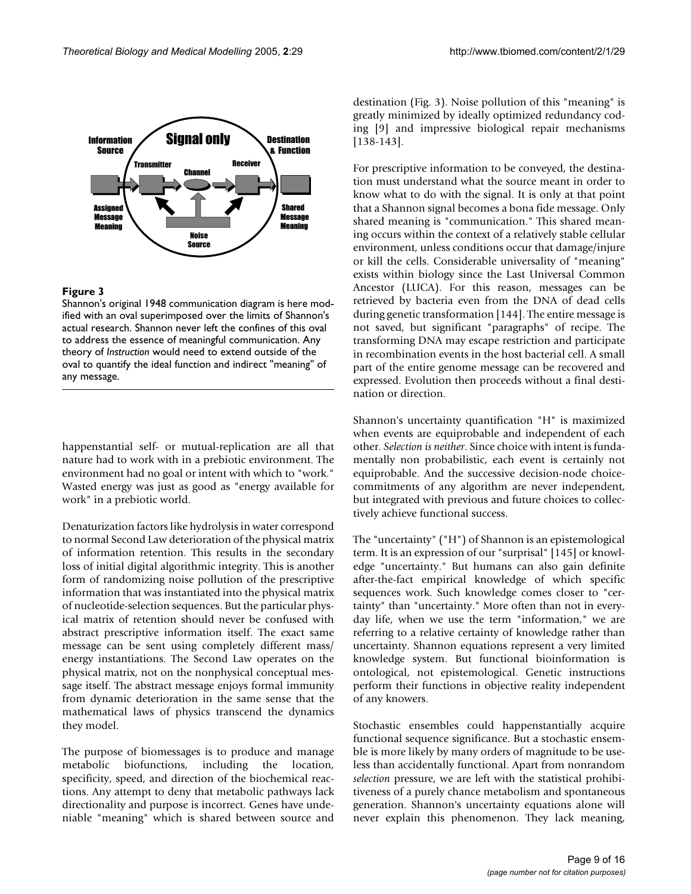Signal only

Information Source

Transmitter

Channel

Receiver

Destination & Function

Assigned Message Meaning

Noise Source

Shared Message Meaning

**Figure 3**

Shannon's original 1948 communication diagram is here modified with an oval superimposed over the limits of Shannon's actual research. Shannon never left the confines of this oval to address the essence of meaningful communication. Any theory of *Instruction* would need to extend outside of the oval to quantify the ideal function and indirect "meaning" of any message.

happenstantial self- or mutual-replication are all that nature had to work with in a prebiotic environment. The environment had no goal or intent with which to "work." Wasted energy was just as good as "energy available for work" in a prebiotic world.

Denaturization factors like hydrolysis in water correspond to normal Second Law deterioration of the physical matrix of information retention. This results in the secondary loss of initial digital algorithmic integrity. This is another form of randomizing noise pollution of the prescriptive information that was instantiated into the physical matrix of nucleotide-selection sequences. But the particular physical matrix of retention should never be confused with abstract prescriptive information itself. The exact same message can be sent using completely different mass/energy instantiations. The Second Law operates on the physical matrix, not on the nonphysical conceptual message itself. The abstract message enjoys formal immunity from dynamic deterioration in the same sense that the mathematical laws of physics transcend the dynamics they model.

The purpose of biomessages is to produce and manage metabolic biofunctions, including the location, specificity, speed, and direction of the biochemical reactions. Any attempt to deny that metabolic pathways lack directionality and purpose is incorrect. Genes have undeniable "meaning" which is shared between source and destination (Fig. 3). Noise pollution of this "meaning" is greatly minimized by ideally optimized redundancy coding [9] and impressive biological repair mechanisms [138-143].

For prescriptive information to be conveyed, the destination must understand what the source meant in order to know what to do with the signal. It is only at that point that a Shannon signal becomes a bona fide message. Only shared meaning is "communication." This shared meaning occurs within the context of a relatively stable cellular environment, unless conditions occur that damage/injure or kill the cells. Considerable universality of "meaning" exists within biology since the Last Universal Common Ancestor (LUCA). For this reason, messages can be retrieved by bacteria even from the DNA of dead cells during genetic transformation [144]. The entire message is not saved, but significant "paragraphs" of recipe. The transforming DNA may escape restriction and participate in recombination events in the host bacterial cell. A small part of the entire genome message can be recovered and expressed. Evolution then proceeds without a final destination or direction.

Shannon's uncertainty quantification "H" is maximized when events are equiprobable and independent of each other. *Selection is neither*. Since choice with intent is fundamentally non probabilistic, each event is certainly not equiprobable. And the successive decision-node choice-commitments of any algorithm are never independent, but integrated with previous and future choices to collectively achieve functional success.

The "uncertainty" ("H") of Shannon is an epistemological term. It is an expression of our "surprisal" [145] or knowledge "uncertainty." But humans can also gain definite after-the-fact empirical knowledge of which specific sequences work. Such knowledge comes closer to "certainty" than "uncertainty." More often than not in everyday life, when we use the term "information," we are referring to a relative certainty of knowledge rather than uncertainty. Shannon equations represent a very limited knowledge system. But functional bioinformation is ontological, not epistemological. Genetic instructions perform their functions in objective reality independent of any knowers.

Stochastic ensembles could happenstantially acquire functional sequence significance. But a stochastic ensemble is more likely by many orders of magnitude to be useless than accidentally functional. Apart from nonrandom *selection* pressure, we are left with the statistical prohibitiveness of a purely chance metabolism and spontaneous generation. Shannon's uncertainty equations alone will never explain this phenomenon. They lack meaning,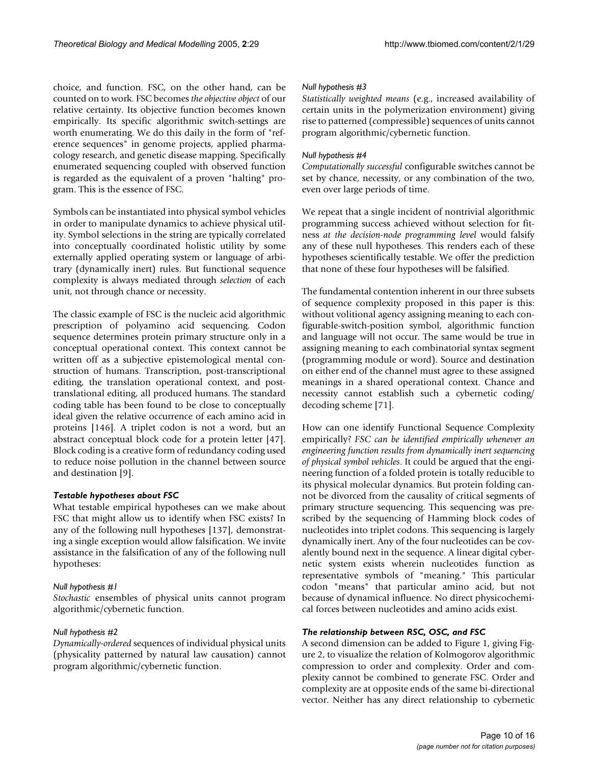choice, and function. FSC, on the other hand, can be counted on to work. FSC becomes *the objective object* of our relative certainty. Its objective function becomes known empirically. Its specific algorithmic switch-settings are worth enumerating. We do this daily in the form of "reference sequences" in genome projects, applied pharmacology research, and genetic disease mapping. Specifically enumerated sequencing coupled with observed function is regarded as the equivalent of a proven "halting" program. This is the essence of FSC.

Symbols can be instantiated into physical symbol vehicles in order to manipulate dynamics to achieve physical utility. Symbol selections in the string are typically correlated into conceptually coordinated holistic utility by some externally applied operating system or language of arbitrary (dynamically inert) rules. But functional sequence complexity is always mediated through *selection* of each unit, not through chance or necessity.

The classic example of FSC is the nucleic acid algorithmic prescription of polyamino acid sequencing. Codon sequence determines protein primary structure only in a conceptual operational context. This context cannot be written off as a subjective epistemological mental construction of humans. Transcription, post-transcriptional editing, the translation operational context, and post-translational editing, all produced humans. The standard coding table has been found to be close to conceptually ideal given the relative occurrence of each amino acid in proteins [146]. A triplet codon is not a word, but an abstract conceptual block code for a protein letter [47]. Block coding is a creative form of redundancy coding used to reduce noise pollution in the channel between source and destination [9].

### *Testable hypotheses about FSC*

What testable empirical hypotheses can we make about FSC that might allow us to identify when FSC exists? In any of the following null hypotheses [137], demonstrating a single exception would allow falsification. We invite assistance in the falsification of any of the following null hypotheses:

*Null hypothesis #1*

*Stochastic* ensembles of physical units cannot program algorithmic/cybernetic function.

*Null hypothesis #2*

*Dynamically-ordered* sequences of individual physical units (physicality patterned by natural law causation) cannot program algorithmic/cybernetic function.

*Null hypothesis #3*

*Statistically weighted means* (e.g., increased availability of certain units in the polymerization environment) giving rise to patterned (compressible) sequences of units cannot program algorithmic/cybernetic function.

*Null hypothesis #4*

*Computationally successful* configurable switches cannot be set by chance, necessity, or any combination of the two, even over large periods of time.

We repeat that a single incident of nontrivial algorithmic programming success achieved without selection for fitness *at the decision-node programming level* would falsify any of these null hypotheses. This renders each of these hypotheses scientifically testable. We offer the prediction that none of these four hypotheses will be falsified.

The fundamental contention inherent in our three subsets of sequence complexity proposed in this paper is this: without volitional agency assigning meaning to each configurable-switch-position symbol, algorithmic function and language will not occur. The same would be true in assigning meaning to each combinatorial syntax segment (programming module or word). Source and destination on either end of the channel must agree to these assigned meanings in a shared operational context. Chance and necessity cannot establish such a cybernetic coding/decoding scheme [71].

How can one identify Functional Sequence Complexity empirically? *FSC can be identified empirically whenever an engineering function results from dynamically inert sequencing of physical symbol vehicles*. It could be argued that the engineering function of a folded protein is totally reducible to its physical molecular dynamics. But protein folding cannot be divorced from the causality of critical segments of primary structure sequencing. This sequencing was prescribed by the sequencing of Hamming block codes of nucleotides into triplet codons. This sequencing is largely dynamically inert. Any of the four nucleotides can be covalently bound next in the sequence. A linear digital cybernetic system exists wherein nucleotides function as representative symbols of "meaning." This particular codon "means" that particular amino acid, but not because of dynamical influence. No direct physicochemical forces between nucleotides and amino acids exist.

### *The relationship between RSC, OSC, and FSC*

A second dimension can be added to Figure 1, giving Figure 2, to visualize the relation of Kolmogorov algorithmic compression to order and complexity. Order and complexity cannot be combined to generate FSC. Order and complexity are at opposite ends of the same bi-directional vector. Neither has any direct relationship to cybernetic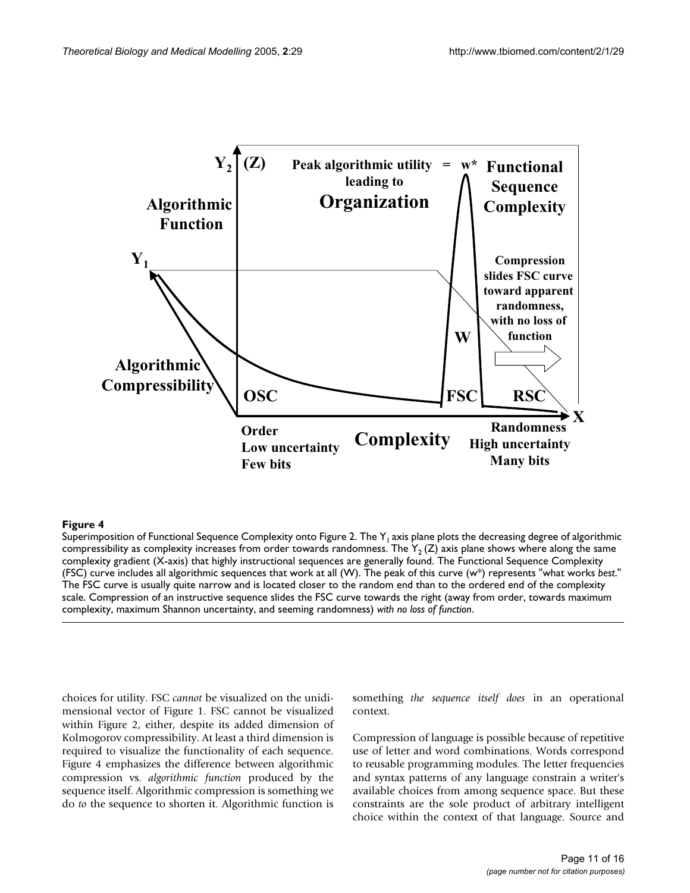**Figure 4**

Superimposition of Functional Sequence Complexity onto Figure 2. The $Y_1$ axis plane plots the decreasing degree of algorithmic compressibility as complexity increases from order towards randomness. The $Y_2$ (Z) axis plane shows where along the same complexity gradient (X-axis) that highly instructional sequences are generally found. The Functional Sequence Complexity (FSC) curve includes all algorithmic sequences that work at all (W). The peak of this curve (w*) represents "what works *best*." The FSC curve is usually quite narrow and is located closer to the random end than to the ordered end of the complexity scale. Compression of an instructive sequence slides the FSC curve towards the right (away from order, towards maximum complexity, maximum Shannon uncertainty, and seeming randomness) *with no loss of function*.

choices for utility. FSC *cannot* be visualized on the unidimensional vector of Figure 1. FSC cannot be visualized within Figure 2, either, despite its added dimension of Kolmogorov compressibility. At least a third dimension is required to visualize the functionality of each sequence. Figure 4 emphasizes the difference between algorithmic compression vs. *algorithmic function* produced by the sequence itself. Algorithmic compression is something we do *to* the sequence to shorten it. Algorithmic function is something *the sequence itself does* in an operational context.

Compression of language is possible because of repetitive use of letter and word combinations. Words correspond to reusable programming modules. The letter frequencies and syntax patterns of any language constrain a writer's available choices from among sequence space. But these constraints are the sole product of arbitrary intelligent choice within the context of that language. Source and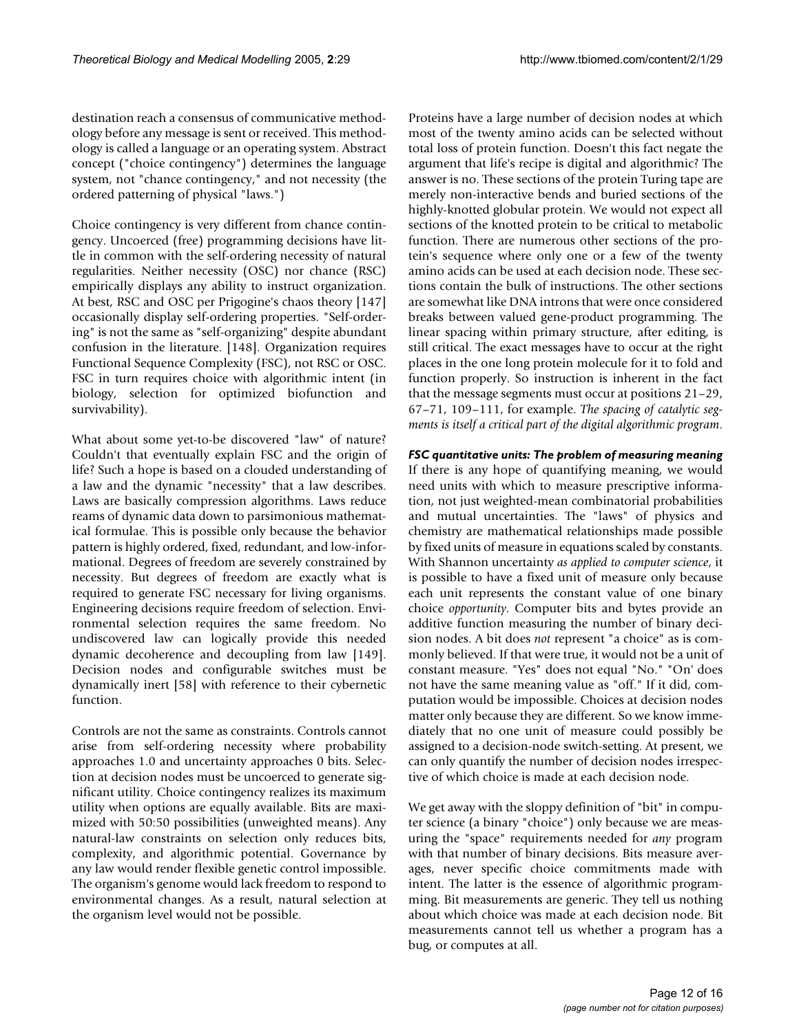destination reach a consensus of communicative methodology before any message is sent or received. This methodology is called a language or an operating system. Abstract concept ("choice contingency") determines the language system, not "chance contingency," and not necessity (the ordered patterning of physical "laws.")

Choice contingency is very different from chance contingency. Uncoerced (free) programming decisions have little in common with the self-ordering necessity of natural regularities. Neither necessity (OSC) nor chance (RSC) empirically displays any ability to instruct organization. At best, RSC and OSC per Prigogine's chaos theory [147] occasionally display self-ordering properties. "Self-ordering" is not the same as "self-organizing" despite abundant confusion in the literature. [148]. Organization requires Functional Sequence Complexity (FSC), not RSC or OSC. FSC in turn requires choice with algorithmic intent (in biology, selection for optimized biofunction and survivability).

What about some yet-to-be discovered "law" of nature? Couldn't that eventually explain FSC and the origin of life? Such a hope is based on a clouded understanding of a law and the dynamic "necessity" that a law describes. Laws are basically compression algorithms. Laws reduce reams of dynamic data down to parsimonious mathematical formulae. This is possible only because the behavior pattern is highly ordered, fixed, redundant, and low-informational. Degrees of freedom are severely constrained by necessity. But degrees of freedom are exactly what is required to generate FSC necessary for living organisms. Engineering decisions require freedom of selection. Environmental selection requires the same freedom. No undiscovered law can logically provide this needed dynamic decoherence and decoupling from law [149]. Decision nodes and configurable switches must be dynamically inert [58] with reference to their cybernetic function.

Controls are not the same as constraints. Controls cannot arise from self-ordering necessity where probability approaches 1.0 and uncertainty approaches 0 bits. Selection at decision nodes must be uncoerced to generate significant utility. Choice contingency realizes its maximum utility when options are equally available. Bits are maximized with 50:50 possibilities (unweighted means). Any natural-law constraints on selection only reduces bits, complexity, and algorithmic potential. Governance by any law would render flexible genetic control impossible. The organism's genome would lack freedom to respond to environmental changes. As a result, natural selection at the organism level would not be possible.

Proteins have a large number of decision nodes at which most of the twenty amino acids can be selected without total loss of protein function. Doesn't this fact negate the argument that life's recipe is digital and algorithmic? The answer is no. These sections of the protein Turing tape are merely non-interactive bends and buried sections of the highly-knotted globular protein. We would not expect all sections of the knotted protein to be critical to metabolic function. There are numerous other sections of the protein's sequence where only one or a few of the twenty amino acids can be used at each decision node. These sections contain the bulk of instructions. The other sections are somewhat like DNA introns that were once considered breaks between valued gene-product programming. The linear spacing within primary structure, after editing, is still critical. The exact messages have to occur at the right places in the one long protein molecule for it to fold and function properly. So instruction is inherent in the fact that the message segments must occur at positions 21–29, 67–71, 109–111, for example. *The spacing of catalytic segments is itself a critical part of the digital algorithmic program*.

***FSC quantitative units: The problem of measuring meaning***

If there is any hope of quantifying meaning, we would need units with which to measure prescriptive information, not just weighted-mean combinatorial probabilities and mutual uncertainties. The "laws" of physics and chemistry are mathematical relationships made possible by fixed units of measure in equations scaled by constants. With Shannon uncertainty *as applied to computer science*, it is possible to have a fixed unit of measure only because each unit represents the constant value of one binary choice *opportunity*. Computer bits and bytes provide an additive function measuring the number of binary decision nodes. A bit does *not* represent "a choice" as is commonly believed. If that were true, it would not be a unit of constant measure. "Yes" does not equal "No." "On' does not have the same meaning value as "off." If it did, computation would be impossible. Choices at decision nodes matter only because they are different. So we know immediately that no one unit of measure could possibly be assigned to a decision-node switch-setting. At present, we can only quantify the number of decision nodes irrespective of which choice is made at each decision node.

We get away with the sloppy definition of "bit" in computer science (a binary "choice") only because we are measuring the "space" requirements needed for *any* program with that number of binary decisions. Bits measure averages, never specific choice commitments made with intent. The latter is the essence of algorithmic programming. Bit measurements are generic. They tell us nothing about which choice was made at each decision node. Bit measurements cannot tell us whether a program has a bug, or computes at all.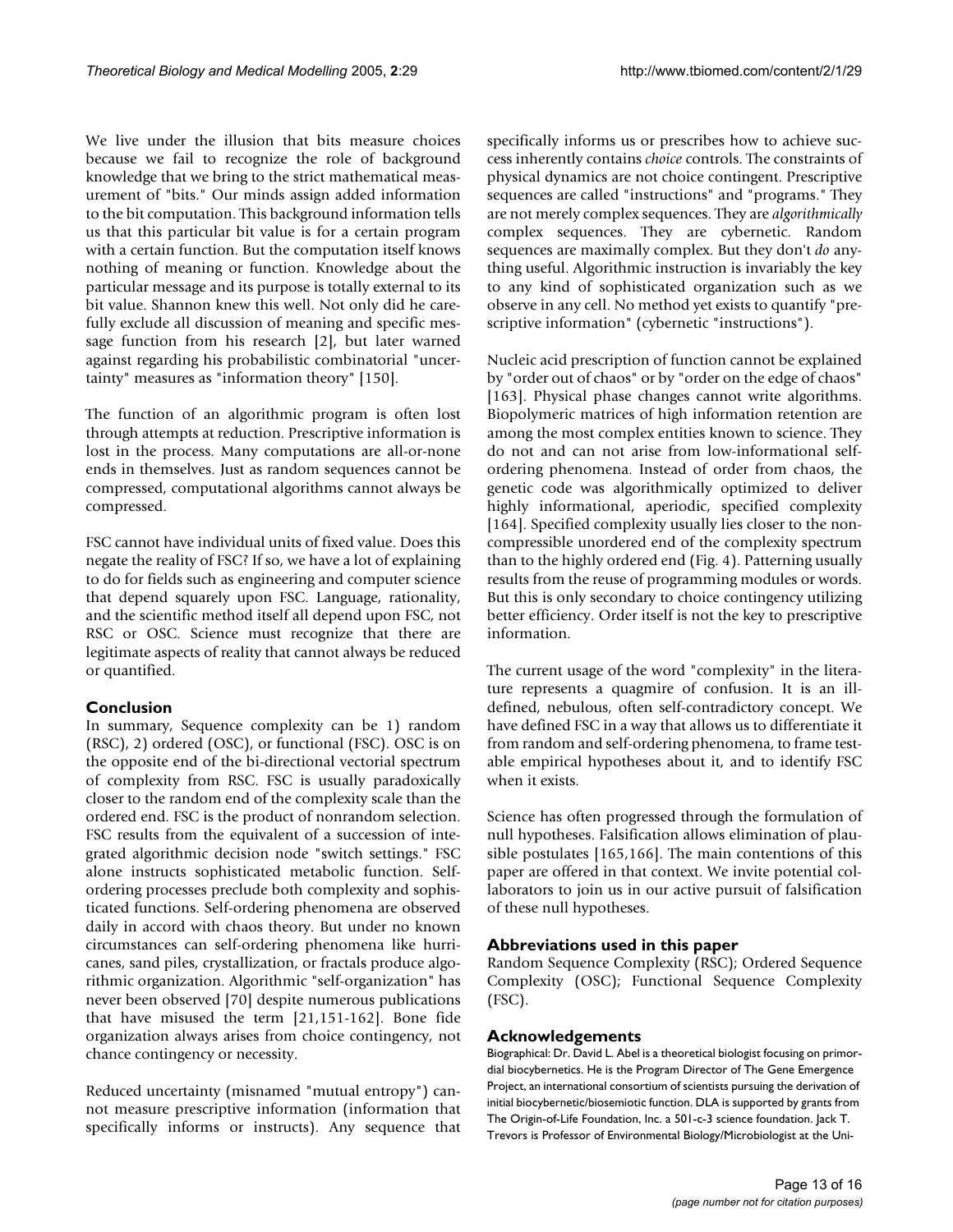We live under the illusion that bits measure choices because we fail to recognize the role of background knowledge that we bring to the strict mathematical measurement of "bits." Our minds assign added information to the bit computation. This background information tells us that this particular bit value is for a certain program with a certain function. But the computation itself knows nothing of meaning or function. Knowledge about the particular message and its purpose is totally external to its bit value. Shannon knew this well. Not only did he carefully exclude all discussion of meaning and specific message function from his research [2], but later warned against regarding his probabilistic combinatorial "uncertainty" measures as "information theory" [150].

The function of an algorithmic program is often lost through attempts at reduction. Prescriptive information is lost in the process. Many computations are all-or-none ends in themselves. Just as random sequences cannot be compressed, computational algorithms cannot always be compressed.

FSC cannot have individual units of fixed value. Does this negate the reality of FSC? If so, we have a lot of explaining to do for fields such as engineering and computer science that depend squarely upon FSC. Language, rationality, and the scientific method itself all depend upon FSC, not RSC or OSC. Science must recognize that there are legitimate aspects of reality that cannot always be reduced or quantified.

## Conclusion

In summary, Sequence complexity can be 1) random (RSC), 2) ordered (OSC), or functional (FSC). OSC is on the opposite end of the bi-directional vectorial spectrum of complexity from RSC. FSC is usually paradoxically closer to the random end of the complexity scale than the ordered end. FSC is the product of nonrandom selection. FSC results from the equivalent of a succession of integrated algorithmic decision node "switch settings." FSC alone instructs sophisticated metabolic function. Self-ordering processes preclude both complexity and sophisticated functions. Self-ordering phenomena are observed daily in accord with chaos theory. But under no known circumstances can self-ordering phenomena like hurricanes, sand piles, crystallization, or fractals produce algorithmic organization. Algorithmic "self-organization" has never been observed [70] despite numerous publications that have misused the term [21,151-162]. Bone fide organization always arises from choice contingency, not chance contingency or necessity.

Reduced uncertainty (misnamed "mutual entropy") cannot measure prescriptive information (information that specifically informs or instructs). Any sequence that specifically informs us or prescribes how to achieve success inherently contains *choice* controls. The constraints of physical dynamics are not choice contingent. Prescriptive sequences are called "instructions" and "programs." They are not merely complex sequences. They are *algorithmically* complex sequences. They are cybernetic. Random sequences are maximally complex. But they don't *do* anything useful. Algorithmic instruction is invariably the key to any kind of sophisticated organization such as we observe in any cell. No method yet exists to quantify "prescriptive information" (cybernetic "instructions").

Nucleic acid prescription of function cannot be explained by "order out of chaos" or by "order on the edge of chaos" [163]. Physical phase changes cannot write algorithms. Biopolymeric matrices of high information retention are among the most complex entities known to science. They do not and can not arise from low-informational self-ordering phenomena. Instead of order from chaos, the genetic code was algorithmically optimized to deliver highly informational, aperiodic, specified complexity [164]. Specified complexity usually lies closer to the non-compressible unordered end of the complexity spectrum than to the highly ordered end (Fig. 4). Patterning usually results from the reuse of programming modules or words. But this is only secondary to choice contingency utilizing better efficiency. Order itself is not the key to prescriptive information.

The current usage of the word "complexity" in the literature represents a quagmire of confusion. It is an ill-defined, nebulous, often self-contradictory concept. We have defined FSC in a way that allows us to differentiate it from random and self-ordering phenomena, to frame testable empirical hypotheses about it, and to identify FSC when it exists.

Science has often progressed through the formulation of null hypotheses. Falsification allows elimination of plausible postulates [165,166]. The main contentions of this paper are offered in that context. We invite potential collaborators to join us in our active pursuit of falsification of these null hypotheses.

### Abbreviations used in this paper

Random Sequence Complexity (RSC); Ordered Sequence Complexity (OSC); Functional Sequence Complexity (FSC).

### Acknowledgements

Biographical: Dr. David L. Abel is a theoretical biologist focusing on primordial biocybernetics. He is the Program Director of The Gene Emergence Project, an international consortium of scientists pursuing the derivation of initial biocybernetic/biosemiotic function. DLA is supported by grants from The Origin-of-Life Foundation, Inc. a 501-c-3 science foundation. Jack T. Trevors is Professor of Environmental Biology/Microbiologist at the Uni-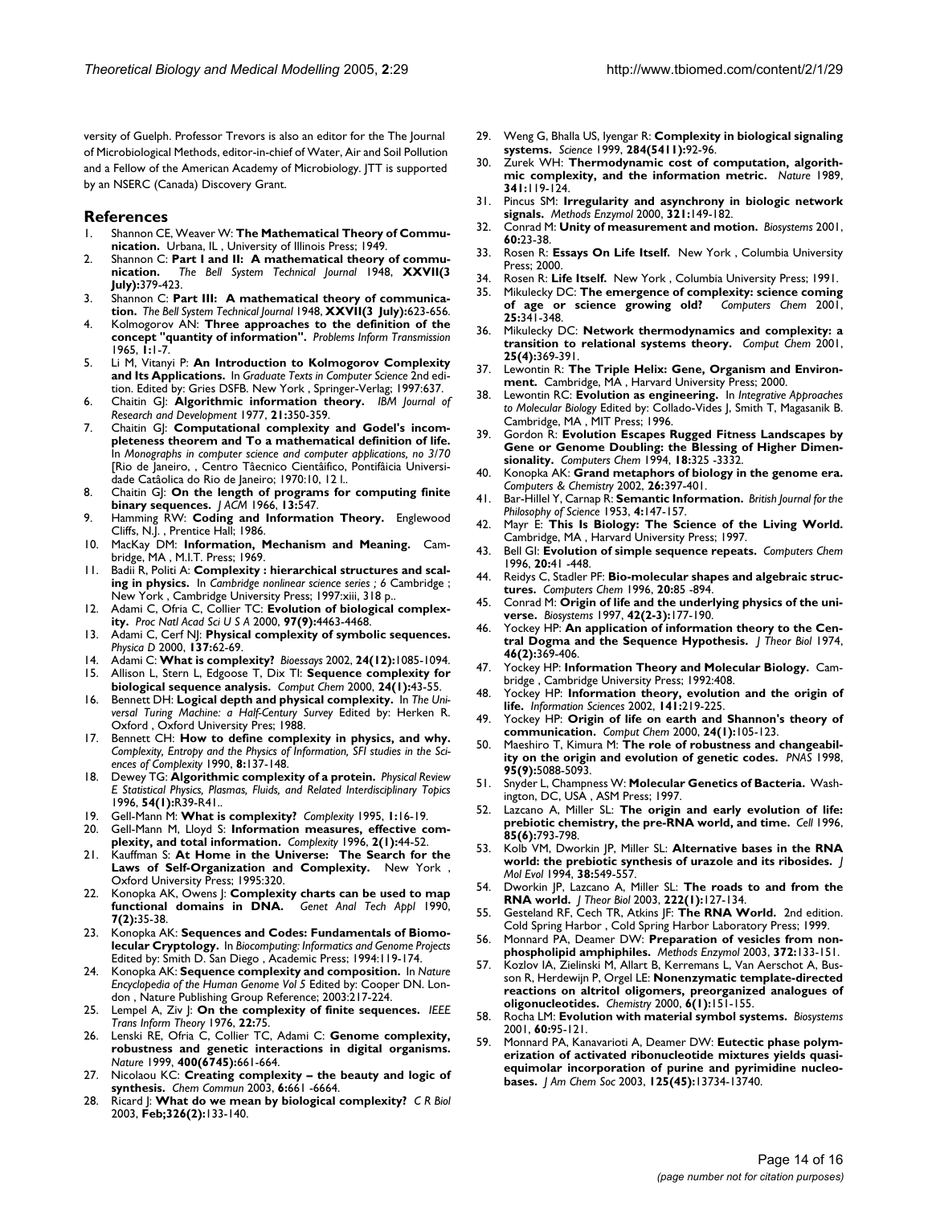versity of Guelph. Professor Trevors is also an editor for the The Journal of Microbiological Methods, editor-in-chief of Water, Air and Soil Pollution and a Fellow of the American Academy of Microbiology. JTT is supported by an NSERC (Canada) Discovery Grant.

## References

1. Shannon CE, Weaver W: **The Mathematical Theory of Communication.** Urbana, IL , University of Illinois Press; 1949.
2. Shannon C: **Part I and II: A mathematical theory of communication.** *The Bell System Technical Journal* 1948, **XXVII(3 July):**379-423.
3. Shannon C: **Part III: A mathematical theory of communication.** *The Bell System Technical Journal* 1948, **XXVII(3 July):**623-656.
4. Kolmogorov AN: **Three approaches to the definition of the concept "quantity of information".** *Problems Inform Transmission* 1965, **1:**1-7.
5. Li M, Vitanyi P: **An Introduction to Kolmogorov Complexity and Its Applications.** In *Graduate Texts in Computer Science* 2nd edition. Edited by: Gries DSFB. New York , Springer-Verlag; 1997:637.
6. Chaitin GJ: **Algorithmic information theory.** *IBM Journal of Research and Development* 1977, **21:**350-359.
7. Chaitin GJ: **Computational complexity and Godel's incompleteness theorem and To a mathematical definition of life.** In *Monographs in computer science and computer applications, no 3/70* [Rio de Janeiro, , Centro Tâecnico Cientâifico, Pontifâicia Universidade Catâolica do Rio de Janeiro; 1970:10, 12 l..
8. Chaitin GJ: **On the length of programs for computing finite binary sequences.** *J ACM* 1966, **13:**547.
9. Hamming RW: **Coding and Information Theory.** Englewood Cliffs, N.J. , Prentice Hall; 1986.
10. MacKay DM: **Information, Mechanism and Meaning.** Cambridge, MA , M.I.T. Press; 1969.
11. Badii R, Politi A: **Complexity : hierarchical structures and scaling in physics.** In *Cambridge nonlinear science series ; 6* Cambridge ; New York , Cambridge University Press; 1997:xiii, 318 p..
12. Adami C, Ofria C, Collier TC: **Evolution of biological complexity.** *Proc Natl Acad Sci U S A* 2000, **97(9):**4463-4468.
13. Adami C, Cerf NJ: **Physical complexity of symbolic sequences.** *Physica D* 2000, **137:**62-69.
14. Adami C: **What is complexity?** *Bioessays* 2002, **24(12):**1085-1094.
15. Allison L, Stern L, Edgoose T, Dix TI: **Sequence complexity for biological sequence analysis.** *Comput Chem* 2000, **24(1):**43-55.
16. Bennett DH: **Logical depth and physical complexity.** In *The Universal Turing Machine: a Half-Century Survey* Edited by: Herken R. Oxford , Oxford University Pres; 1988.
17. Bennett CH: **How to define complexity in physics, and why.** *Complexity, Entropy and the Physics of Information, SFI studies in the Sciences of Complexity* 1990, **8:**137-148.
18. Dewey TG: **Algorithmic complexity of a protein.** *Physical Review E Statistical Physics, Plasmas, Fluids, and Related Interdisciplinary Topics* 1996, **54(1):**R39-R41..
19. Gell-Mann M: **What is complexity?** *Complexity* 1995, **1:**16-19.
20. Gell-Mann M, Lloyd S: **Information measures, effective complexity, and total information.** *Complexity* 1996, **2(1):**44-52.
21. Kauffman S: **At Home in the Universe: The Search for the Laws of Self-Organization and Complexity.** New York , Oxford University Press; 1995:320.
22. Konopka AK, Owens J: **Complexity charts can be used to map functional domains in DNA.** *Genet Anal Tech Appl* 1990, **7(2):**35-38.
23. Konopka AK: **Sequences and Codes: Fundamentals of Biomolecular Cryptology.** In *Biocomputing: Informatics and Genome Projects* Edited by: Smith D. San Diego , Academic Press; 1994:119-174.
24. Konopka AK: **Sequence complexity and composition.** In *Nature Encyclopedia of the Human Genome Vol 5* Edited by: Cooper DN. London , Nature Publishing Group Reference; 2003:217-224.
25. Lempel A, Ziv J: **On the complexity of finite sequences.** *IEEE Trans Inform Theory* 1976, **22:**75.
26. Lenski RE, Ofria C, Collier TC, Adami C: **Genome complexity, robustness and genetic interactions in digital organisms.** *Nature* 1999, **400(6745):**661-664.
27. Nicolaou KC: **Creating complexity – the beauty and logic of synthesis.** *Chem Commun* 2003, **6:**661 -6664.
28. Ricard J: **What do we mean by biological complexity?** *C R Biol* 2003, **Feb;326(2):**133-140.
29. Weng G, Bhalla US, Iyengar R: **Complexity in biological signaling systems.** *Science* 1999, **284(5411):**92-96.
30. Zurek WH: **Thermodynamic cost of computation, algorithmic complexity, and the information metric.** *Nature* 1989, **341:**119-124.
31. Pincus SM: **Irregularity and asynchrony in biologic network signals.** *Methods Enzymol* 2000, **321:**149-182.
32. Conrad M: **Unity of measurement and motion.** *Biosystems* 2001, **60:**23-38.
33. Rosen R: **Essays On Life Itself.** New York , Columbia University Press; 2000.
34. Rosen R: **Life Itself.** New York , Columbia University Press; 1991.
35. Mikulecky DC: **The emergence of complexity: science coming of age or science growing old?** *Computers Chem* 2001, **25:**341-348.
36. Mikulecky DC: **Network thermodynamics and complexity: a transition to relational systems theory.** *Comput Chem* 2001, **25(4):**369-391.
37. Lewontin R: **The Triple Helix: Gene, Organism and Environment.** Cambridge, MA , Harvard University Press; 2000.
38. Lewontin RC: **Evolution as engineering.** In *Integrative Approaches to Molecular Biology* Edited by: Collado-Vides J, Smith T, Magasanik B. Cambridge, MA , MIT Press; 1996.
39. Gordon R: **Evolution Escapes Rugged Fitness Landscapes by Gene or Genome Doubling: the Blessing of Higher Dimensionality.** *Computers Chem* 1994, **18:**325 -3332.
40. Konopka AK: **Grand metaphors of biology in the genome era.** *Computers & Chemistry* 2002, **26:**397-401.
41. Bar-Hillel Y, Carnap R: **Semantic Information.** *British Journal for the Philosophy of Science* 1953, **4:**147-157.
42. Mayr E: **This Is Biology: The Science of the Living World.** Cambridge, MA , Harvard University Press; 1997.
43. Bell GI: **Evolution of simple sequence repeats.** *Computers Chem* 1996, **20:**41 -448.
44. Reidys C, Stadler PF: **Bio-molecular shapes and algebraic structures.** *Computers Chem* 1996, **20:**85 -894.
45. Conrad M: **Origin of life and the underlying physics of the universe.** *Biosystems* 1997, **42(2-3):**177-190.
46. Yockey HP: **An application of information theory to the Central Dogma and the Sequence Hypothesis.** *J Theor Biol* 1974, **46(2):**369-406.
47. Yockey HP: **Information Theory and Molecular Biology.** Cambridge , Cambridge University Press; 1992:408.
48. Yockey HP: **Information theory, evolution and the origin of life.** *Information Sciences* 2002, **141:**219-225.
49. Yockey HP: **Origin of life on earth and Shannon's theory of communication.** *Comput Chem* 2000, **24(1):**105-123.
50. Maeshiro T, Kimura M: **The role of robustness and changeability on the origin and evolution of genetic codes.** *PNAS* 1998, **95(9):**5088-5093.
51. Snyder L, Champness W: **Molecular Genetics of Bacteria.** Washington, DC, USA , ASM Press; 1997.
52. Lazcano A, Miller SL: **The origin and early evolution of life: prebiotic chemistry, the pre-RNA world, and time.** *Cell* 1996, **85(6):**793-798.
53. Kolb VM, Dworkin JP, Miller SL: **Alternative bases in the RNA world: the prebiotic synthesis of urazole and its ribosides.** *J Mol Evol* 1994, **38:**549-557.
54. Dworkin JP, Lazcano A, Miller SL: **The roads to and from the RNA world.** *J Theor Biol* 2003, **222(1):**127-134.
55. Gesteland RF, Cech TR, Atkins JF: **The RNA World.** 2nd edition. Cold Spring Harbor , Cold Spring Harbor Laboratory Press; 1999.
56. Monnard PA, Deamer DW: **Preparation of vesicles from nonphospholipid amphiphiles.** *Methods Enzymol* 2003, **372:**133-151.
57. Kozlov IA, Zielinski M, Allart B, Kerremans L, Van Aerschot A, Busson R, Herdewijn P, Orgel LE: **Nonenzymatic template-directed reactions on altritol oligomers, preorganized analogues of oligonucleotides.** *Chemistry* 2000, **6(1):**151-155.
58. Rocha LM: **Evolution with material symbol systems.** *Biosystems* 2001, **60:**95-121.
59. Monnard PA, Kanavarioti A, Deamer DW: **Eutectic phase polymerization of activated ribonucleotide mixtures yields quasi-equimolar incorporation of purine and pyrimidine nucleobases.** *J Am Chem Soc* 2003, **125(45):**13734-13740.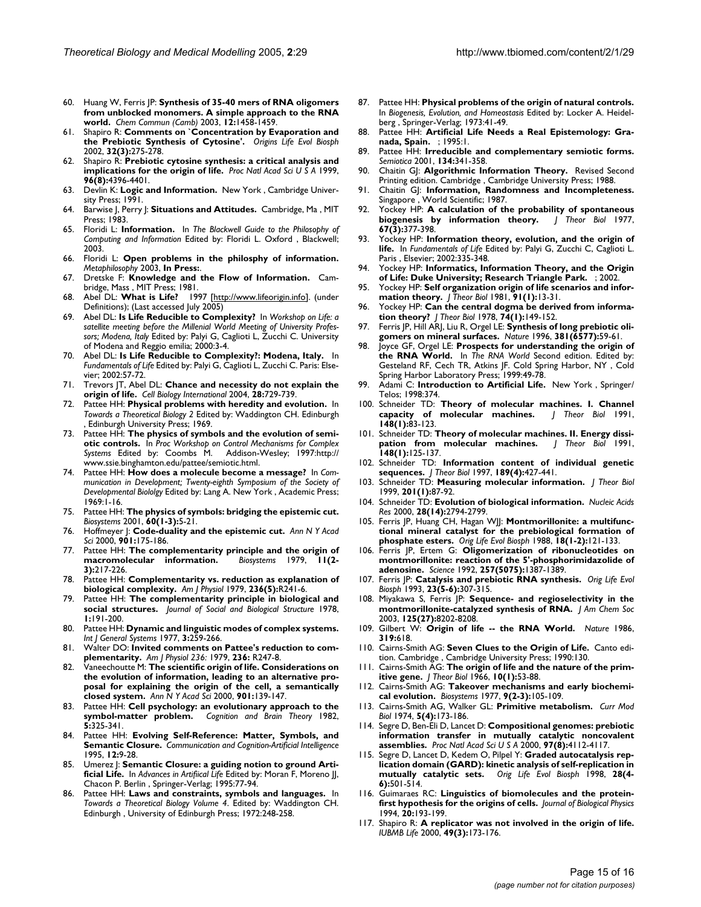60. Huang W, Ferris JP: **Synthesis of 35-40 mers of RNA oligomers from unblocked monomers. A simple approach to the RNA world.** *Chem Commun (Camb)* 2003, **12:**1458-1459.
61. Shapiro R: **Comments on `Concentration by Evaporation and the Prebiotic Synthesis of Cytosine'.** *Origins Life Evol Biosph* 2002, **32(3):**275-278.
62. Shapiro R: **Prebiotic cytosine synthesis: a critical analysis and implications for the origin of life.** *Proc Natl Acad Sci U S A* 1999, **96(8):**4396-4401.
63. Devlin K: **Logic and Information.** New York , Cambridge University Press; 1991.
64. Barwise J, Perry J: **Situations and Attitudes.** Cambridge, Ma , MIT Press; 1983.
65. Floridi L: **Information.** In *The Blackwell Guide to the Philosophy of Computing and Information* Edited by: Floridi L. Oxford , Blackwell; 2003.
66. Floridi L: **Open problems in the philsophy of information.** *Metaphilosophy* 2003, **In Press:**.
67. Dretske F: **Knowledge and the Flow of Information.** Cambridge, Mass , MIT Press; 1981.
68. Abel DL: **What is Life?** 1997 [http://www.lifeorigin.info]. (under Definitions); (Last accessed July 2005)
69. Abel DL: **Is Life Reducible to Complexity?** In *Workshop on Life: a satellite meeting before the Millenial World Meeting of University Professors; Modena, Italy* Edited by: Palyi G, Caglioti L, Zucchi C. University of Modena and Reggio emilia; 2000:3-4.
70. Abel DL: **Is Life Reducible to Complexity?: Modena, Italy.** In *Fundamentals of Life* Edited by: Palyi G, Caglioti L, Zucchi C. Paris: Elsevier; 2002:57-72.
71. Trevors JT, Abel DL: **Chance and necessity do not explain the origin of life.** *Cell Biology International* 2004, **28:**729-739.
72. Pattee HH: **Physical problems with heredity and evolution.** In *Towards a Theoretical Biology 2* Edited by: Waddington CH. Edinburgh , Edinburgh University Press; 1969.
73. Pattee HH: **The physics of symbols and the evolution of semiotic controls.** In *Proc Workshop on Control Mechanisms for Complex Systems* Edited by: Coombs M. Addison-Wesley; 1997:http://www.ssie.binghamton.edu/pattee/semiotic.html.
74. Pattee HH: **How does a molecule become a message?** In *Communication in Development; Twenty-eighth Symposium of the Society of Developmental Biololgy* Edited by: Lang A. New York , Academic Press; 1969:1-16.
75. Pattee HH: **The physics of symbols: bridging the epistemic cut.** *Biosystems* 2001, **60(1-3):**5-21.
76. Hoffmeyer J: **Code-duality and the epistemic cut.** *Ann N Y Acad Sci* 2000, **901:**175-186.
77. Pattee HH: **The complementarity principle and the origin of macromolecular information.** *Biosystems* 1979, **11(2-3):**217-226.
78. Pattee HH: **Complementarity vs. reduction as explanation of biological complexity.** *Am J Physiol* 1979, **236(5):**R241-6.
79. Pattee HH: **The complementarity principle in biological and social structures.** *Journal of Social and Biological Structure* 1978, **1:**191-200.
80. Pattee HH: **Dynamic and linguistic modes of complex systems.** *Int J General Systems* 1977, **3:**259-266.
81. Walter DO: **Invited comments on Pattee's reduction to complementarity.** *Am J Physiol 236:* 1979, **236:** R247-8.
82. Vaneechoutte M: **The scientific origin of life. Considerations on the evolution of information, leading to an alternative proposal for explaining the origin of the cell, a semantically closed system.** *Ann N Y Acad Sci* 2000, **901:**139-147.
83. Pattee HH: **Cell psychology: an evolutionary approach to the symbol-matter problem.** *Cognition and Brain Theory* 1982, **5:**325-341.
84. Pattee HH: **Evolving Self-Reference: Matter, Symbols, and Semantic Closure.** *Communication and Cognition-Artificial Intelligence* 1995, **12:**9-28.
85. Umerez J: **Semantic Closure: a guiding notion to ground Artificial Life.** In *Advances in Artificial Life* Edited by: Moran F, Moreno JJ, Chacon P. Berlin , Springer-Verlag; 1995:77-94.
86. Pattee HH: **Laws and constraints, symbols and languages.** In *Towards a Theoretical Biology Volume 4*. Edited by: Waddington CH. Edinburgh , University of Edinburgh Press; 1972:248-258.
87. Pattee HH: **Physical problems of the origin of natural controls.** In *Biogenesis, Evolution, and Homeostasis* Edited by: Locker A. Heidelberg , Springer-Verlag; 1973:41-49.
88. Pattee HH: **Artificial Life Needs a Real Epistemology: Granada, Spain.** ; 1995:1.
89. Pattee HH: **Irreducible and complementary semiotic forms.** *Semiotica* 2001, **134:**341-358.
90. Chaitin GJ: **Algorithmic Information Theory.** Revised Second Printing edition. Cambridge , Cambridge University Press; 1988.
91. Chaitin GJ: **Information, Randomness and Incompleteness.** Singapore , World Scientific; 1987.
92. Yockey HP: **A calculation of the probability of spontaneous biogenesis by information theory.** *J Theor Biol* 1977, **67(3):**377-398.
93. Yockey HP: **Information theory, evolution, and the origin of life.** In *Fundamentals of Life* Edited by: Palyi G, Zucchi C, Caglioti L. Paris , Elsevier; 2002:335-348.
94. Yockey HP: **Informatics, Information Theory, and the Origin of Life: Duke University; Research Triangle Park.** ; 2002.
95. Yockey HP: **Self organization origin of life scenarios and information theory.** *J Theor Biol* 1981, **91(1):**13-31.
96. Yockey HP: **Can the central dogma be derived from information theory?** *J Theor Biol* 1978, **74(1):**149-152.
97. Ferris JP, Hill ARJ, Liu R, Orgel LE: **Synthesis of long prebiotic oligomers on mineral surfaces.** *Nature* 1996, **381(6577):**59-61.
98. Joyce GF, Orgel LE: **Prospects for understanding the origin of the RNA World.** In *The RNA World* Second edition. Edited by: Gesteland RF, Cech TR, Atkins JF. Cold Spring Harbor, NY , Cold Spring Harbor Laboratory Press; 1999:49-78.
99. Adami C: **Introduction to Artificial Life.** New York , Springer/Telos; 1998:374.
100. Schneider TD: **Theory of molecular machines. I. Channel capacity of molecular machines.** *J Theor Biol* 1991, **148(1):**83-123.
101. Schneider TD: **Theory of molecular machines. II. Energy dissipation from molecular machines.** *J Theor Biol* 1991, **148(1):**125-137.
102. Schneider TD: **Information content of individual genetic sequences.** *J Theor Biol* 1997, **189(4):**427-441.
103. Schneider TD: **Measuring molecular information.** *J Theor Biol* 1999, **201(1):**87-92.
104. Schneider TD: **Evolution of biological information.** *Nucleic Acids Res* 2000, **28(14):**2794-2799.
105. Ferris JP, Huang CH, Hagan WJJ: **Montmorillonite: a multifunctional mineral catalyst for the prebiological formation of phosphate esters.** *Orig Life Evol Biosph* 1988, **18(1-2):**121-133.
106. Ferris JP, Ertem G: **Oligomerization of ribonucleotides on montmorillonite: reaction of the 5'-phosphorimidazolide of adenosine.** *Science* 1992, **257(5075):**1387-1389.
107. Ferris JP: **Catalysis and prebiotic RNA synthesis.** *Orig Life Evol Biosph* 1993, **23(5-6):**307-315.
108. Miyakawa S, Ferris JP: **Sequence- and regioselectivity in the montmorillonite-catalyzed synthesis of RNA.** *J Am Chem Soc* 2003, **125(27):**8202-8208.
109. Gilbert W: **Origin of life -- the RNA World.** *Nature* 1986, **319:**618.
110. Cairns-Smith AG: **Seven Clues to the Origin of Life.** Canto edition. Cambridge , Cambridge University Press; 1990:130.
111. Cairns-Smith AG: **The origin of life and the nature of the primitive gene.** *J Theor Biol* 1966, **10(1):**53-88.
112. Cairns-Smith AG: **Takeover mechanisms and early biochemical evolution.** *Biosystems* 1977, **9(2-3):**105-109.
113. Cairns-Smith AG, Walker GL: **Primitive metabolism.** *Curr Mod Biol* 1974, **5(4):**173-186.
114. Segre D, Ben-Eli D, Lancet D: **Compositional genomes: prebiotic information transfer in mutually catalytic noncovalent assemblies.** *Proc Natl Acad Sci U S A* 2000, **97(8):**4112-4117.
115. Segre D, Lancet D, Kedem O, Pilpel Y: **Graded autocatalysis replication domain (GARD): kinetic analysis of self-replication in mutually catalytic sets.** *Orig Life Evol Biosph* 1998, **28(4-6):**501-514.
116. Guimaraes RC: **Linguistics of biomolecules and the protein-first hypothesis for the origins of cells.** *Journal of Biological Physics* 1994, **20:**193-199.
117. Shapiro R: **A replicator was not involved in the origin of life.** *IUBMB Life* 2000, **49(3):**173-176.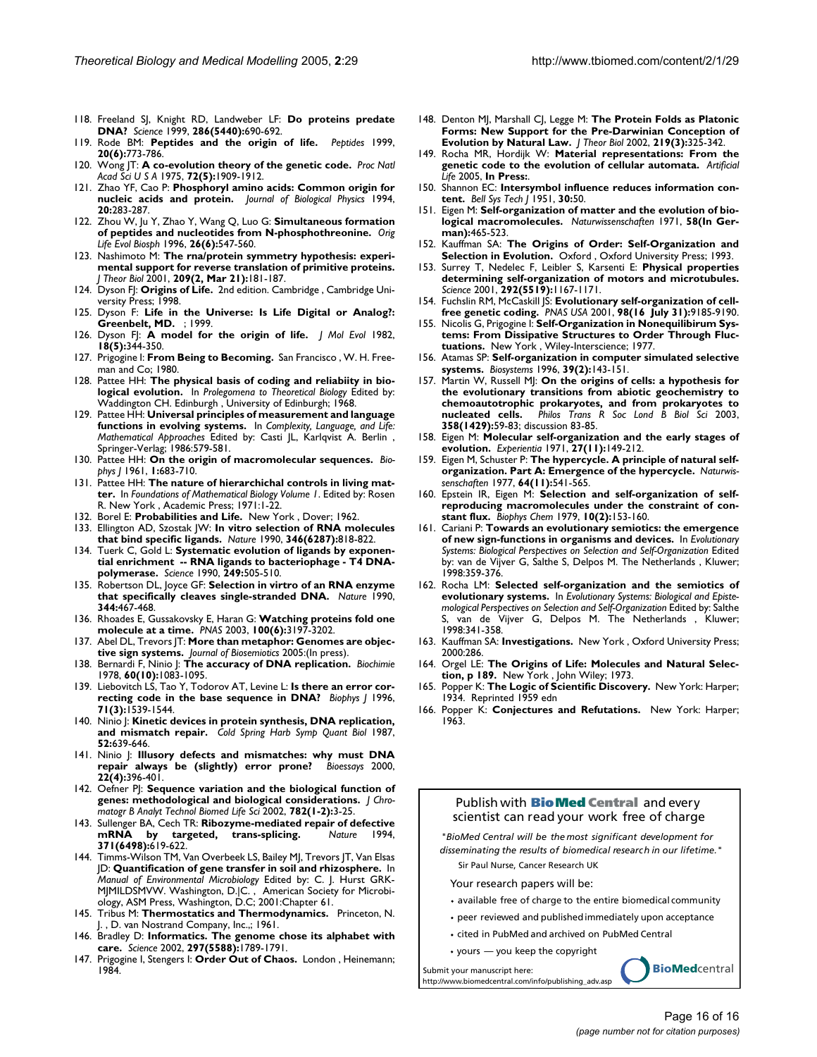118. Freeland SJ, Knight RD, Landweber LF: **Do proteins predate DNA?** *Science* 1999, **286(5440):**690-692.
119. Rode BM: **Peptides and the origin of life.** *Peptides* 1999, **20(6):**773-786.
120. Wong JT: **A co-evolution theory of the genetic code.** *Proc Natl Acad Sci U S A* 1975, **72(5):**1909-1912.
121. Zhao YF, Cao P: **Phosphoryl amino acids: Common origin for nucleic acids and protein.** *Journal of Biological Physics* 1994, **20:**283-287.
122. Zhou W, Ju Y, Zhao Y, Wang Q, Luo G: **Simultaneous formation of peptides and nucleotides from N-phosphothreonine.** *Orig Life Evol Biosph* 1996, **26(6):**547-560.
123. Nashimoto M: **The rna/protein symmetry hypothesis: experimental support for reverse translation of primitive proteins.** *J Theor Biol* 2001, **209(2, Mar 21):**181-187.
124. Dyson FJ: **Origins of Life.** 2nd edition. Cambridge , Cambridge University Press; 1998.
125. Dyson F: **Life in the Universe: Is Life Digital or Analog?: Greenbelt, MD.** ; 1999.
126. Dyson FJ: **A model for the origin of life.** *J Mol Evol* 1982, **18(5):**344-350.
127. Prigogine I: **From Being to Becoming.** San Francisco , W. H. Freeman and Co; 1980.
128. Pattee HH: **The physical basis of coding and reliabiity in biological evolution.** In *Prolegomena to Theoretical Biology* Edited by: Waddington CH. Edinburgh , University of Edinburgh; 1968.
129. Pattee HH: **Universal principles of measurement and language functions in evolving systems.** In *Complexity, Language, and Life: Mathematical Approaches* Edited by: Casti JL, Karlqvist A. Berlin , Springer-Verlag; 1986:579-581.
130. Pattee HH: **On the origin of macromolecular sequences.** *Biophys J* 1961, **1:**683-710.
131. Pattee HH: **The nature of hierarchichal controls in living matter.** In *Foundations of Mathematical Biology Volume 1*. Edited by: Rosen R. New York , Academic Press; 1971:1-22.
132. Borel E: **Probabilities and Life.** New York , Dover; 1962.
133. Ellington AD, Szostak JW: **In vitro selection of RNA molecules that bind specific ligands.** *Nature* 1990, **346(6287):**818-822.
134. Tuerk C, Gold L: **Systematic evolution of ligands by exponential enrichment -- RNA ligands to bacteriophage - T4 DNA-polymerase.** *Science* 1990, **249:**505-510.
135. Robertson DL, Joyce GF: **Selection in virtro of an RNA enzyme that specifically cleaves single-stranded DNA.** *Nature* 1990, **344:**467-468.
136. Rhoades E, Gussakovsky E, Haran G: **Watching proteins fold one molecule at a time.** *PNAS* 2003, **100(6):**3197-3202.
137. Abel DL, Trevors JT: **More than metaphor: Genomes are objective sign systems.** *Journal of Biosemiotics* 2005:(In press).
138. Bernardi F, Ninio J: **The accuracy of DNA replication.** *Biochimie* 1978, **60(10):**1083-1095.
139. Liebovitch LS, Tao Y, Todorov AT, Levine L: **Is there an error correcting code in the base sequence in DNA?** *Biophys J* 1996, **71(3):**1539-1544.
140. Ninio J: **Kinetic devices in protein synthesis, DNA replication, and mismatch repair.** *Cold Spring Harb Symp Quant Biol* 1987, **52:**639-646.
141. Ninio J: **Illusory defects and mismatches: why must DNA repair always be (slightly) error prone?** *Bioessays* 2000, **22(4):**396-401.
142. Oefner PJ: **Sequence variation and the biological function of genes: methodological and biological considerations.** *J Chromatogr B Analyt Technol Biomed Life Sci* 2002, **782(1-2):**3-25.
143. Sullenger BA, Cech TR: **Ribozyme-mediated repair of defective mRNA by targeted, trans-splicing.** *Nature* 1994, **371(6498):**619-622.
144. Timms-Wilson TM, Van Overbeek LS, Bailey MJ, Trevors JT, Van Elsas JD: **Quantification of gene transfer in soil and rhizosphere.** In *Manual of Environmental Microbiology* Edited by: C. J. Hurst GRK-MJMILDSMVW. Washington, D.|C. , American Society for Microbiology, ASM Press, Washington, D.C; 2001:Chapter 61.
145. Tribus M: **Thermostatics and Thermodynamics.** Princeton, N. J. , D. van Nostrand Company, Inc.,; 1961.
146. Bradley D: **Informatics. The genome chose its alphabet with care.** *Science* 2002, **297(5588):**1789-1791.
147. Prigogine I, Stengers I: **Order Out of Chaos.** London , Heinemann; 1984.
148. Denton MJ, Marshall CJ, Legge M: **The Protein Folds as Platonic Forms: New Support for the Pre-Darwinian Conception of Evolution by Natural Law.** *J Theor Biol* 2002, **219(3):**325-342.
149. Rocha MR, Hordijk W: **Material representations: From the genetic code to the evolution of cellular automata.** *Artificial Life* 2005, **In Press:**.
150. Shannon EC: **Intersymbol influence reduces information content.** *Bell Sys Tech J* 1951, **30:**50.
151. Eigen M: **Self-organization of matter and the evolution of biological macromolecules.** *Naturwissenschaften* 1971, **58(In German):**465-523.
152. Kauffman SA: **The Origins of Order: Self-Organization and Selection in Evolution.** Oxford , Oxford University Press; 1993.
153. Surrey T, Nedelec F, Leibler S, Karsenti E: **Physical properties determining self-organization of motors and microtubules.** *Science* 2001, **292(5519):**1167-1171.
154. Fuchslin RM, McCaskill JS: **Evolutionary self-organization of cell-free genetic coding.** *PNAS USA* 2001, **98(16 July 31):**9185-9190.
155. Nicolis G, Prigogine I: **Self-Organization in Nonequilibrium Systems: From Dissipative Structures to Order Through Fluctuations.** New York , Wiley-Interscience; 1977.
156. Atamas SP: **Self-organization in computer simulated selective systems.** *Biosystems* 1996, **39(2):**143-151.
157. Martin W, Russell MJ: **On the origins of cells: a hypothesis for the evolutionary transitions from abiotic geochemistry to chemoautotrophic prokaryotes, and from prokaryotes to nucleated cells.** *Philos Trans R Soc Lond B Biol Sci* 2003, **358(1429):**59-83; discussion 83-85.
158. Eigen M: **Molecular self-organization and the early stages of evolution.** *Experientia* 1971, **27(11):**149-212.
159. Eigen M, Schuster P: **The hypercycle. A principle of natural self-organization. Part A: Emergence of the hypercycle.** *Naturwissenschaften* 1977, **64(11):**541-565.
160. Epstein IR, Eigen M: **Selection and self-organization of self-reproducing macromolecules under the constraint of constant flux.** *Biophys Chem* 1979, **10(2):**153-160.
161. Cariani P: **Towards an evolutionary semiotics: the emergence of new sign-functions in organisms and devices.** In *Evolutionary Systems: Biological Perspectives on Selection and Self-Organization* Edited by: van de Vijver G, Salthe S, Delpos M. The Netherlands , Kluwer; 1998:359-376.
162. Rocha LM: **Selected self-organization and the semiotics of evolutionary systems.** In *Evolutionary Systems: Biological and Epistemological Perspectives on Selection and Self-Organization* Edited by: Salthe S, van de Vijver G, Delpos M. The Netherlands , Kluwer; 1998:341-358.
163. Kauffman SA: **Investigations.** New York , Oxford University Press; 2000:286.
164. Orgel LE: **The Origins of Life: Molecules and Natural Selection, p 189.** New York , John Wiley; 1973.
165. Popper K: **The Logic of Scientific Discovery.** New York: Harper; 1934. Reprinted 1959 edn
166. Popper K: **Conjectures and Refutations.** New York: Harper; 1963.

Publish with **BioMed Central** and every scientist can read your work free of charge

*"BioMed Central will be the most significant development for disseminating the results of biomedical research in our lifetime."*

Sir Paul Nurse, Cancer Research UK

Your research papers will be:

- available free of charge to the entire biomedical community
- peer reviewed and published immediately upon acceptance
- cited in PubMed and archived on PubMed Central
- yours — you keep the copyright

Submit your manuscript here:
http://www.biomedcentral.com/info/publishing_adv.asp

**BioMed**central